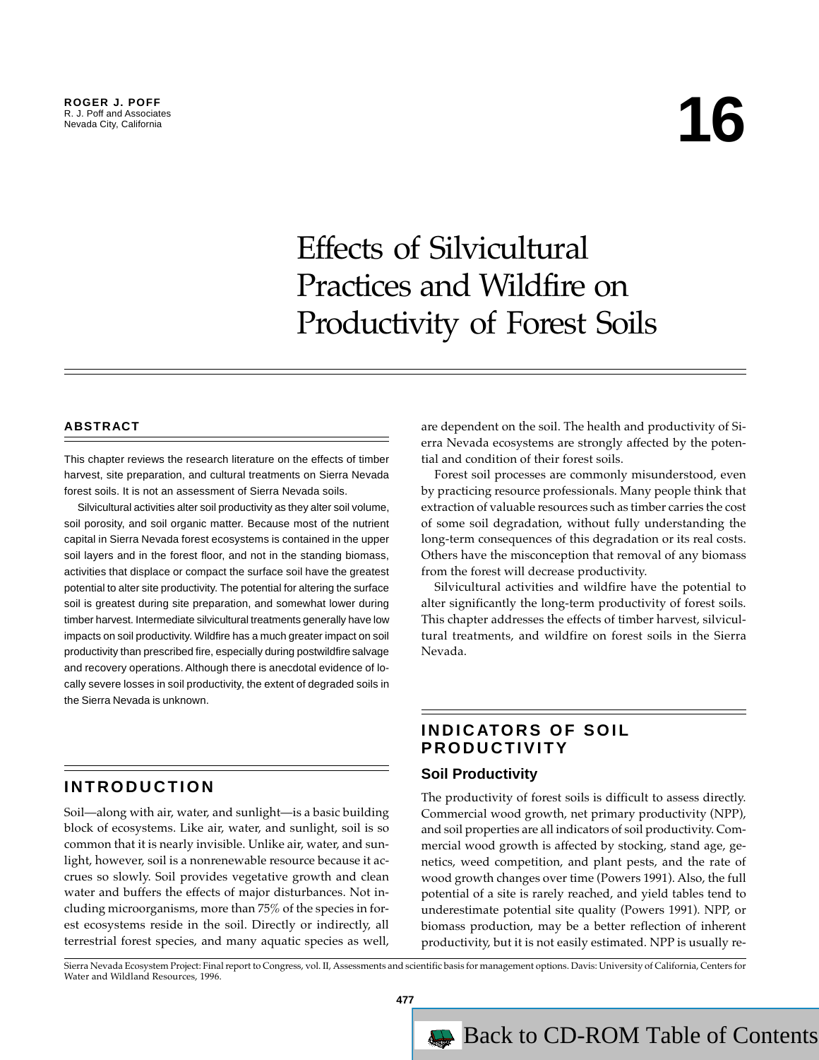ROGER J. POFF
R. J. Poff and Associates
Nevada City, California

# 16

# Effects of Silvicultural Practices and Wildfire on Productivity of Forest Soils

## ABSTRACT

This chapter reviews the research literature on the effects of timber harvest, site preparation, and cultural treatments on Sierra Nevada forest soils. It is not an assessment of Sierra Nevada soils.

Silvicultural activities alter soil productivity as they alter soil volume, soil porosity, and soil organic matter. Because most of the nutrient capital in Sierra Nevada forest ecosystems is contained in the upper soil layers and in the forest floor, and not in the standing biomass, activities that displace or compact the surface soil have the greatest potential to alter site productivity. The potential for altering the surface soil is greatest during site preparation, and somewhat lower during timber harvest. Intermediate silvicultural treatments generally have low impacts on soil productivity. Wildfire has a much greater impact on soil productivity than prescribed fire, especially during postwildfire salvage and recovery operations. Although there is anecdotal evidence of locally severe losses in soil productivity, the extent of degraded soils in the Sierra Nevada is unknown.

## INTRODUCTION

Soil—along with air, water, and sunlight—is a basic building block of ecosystems. Like air, water, and sunlight, soil is so common that it is nearly invisible. Unlike air, water, and sunlight, however, soil is a nonrenewable resource because it accrues so slowly. Soil provides vegetative growth and clean water and buffers the effects of major disturbances. Not including microorganisms, more than 75% of the species in forest ecosystems reside in the soil. Directly or indirectly, all terrestrial forest species, and many aquatic species as well, are dependent on the soil. The health and productivity of Sierra Nevada ecosystems are strongly affected by the potential and condition of their forest soils.

Forest soil processes are commonly misunderstood, even by practicing resource professionals. Many people think that extraction of valuable resources such as timber carries the cost of some soil degradation, without fully understanding the long-term consequences of this degradation or its real costs. Others have the misconception that removal of any biomass from the forest will decrease productivity.

Silvicultural activities and wildfire have the potential to alter significantly the long-term productivity of forest soils. This chapter addresses the effects of timber harvest, silvicultural treatments, and wildfire on forest soils in the Sierra Nevada.

## INDICATORS OF SOIL PRODUCTIVITY

### Soil Productivity

The productivity of forest soils is difficult to assess directly. Commercial wood growth, net primary productivity (NPP), and soil properties are all indicators of soil productivity. Commercial wood growth is affected by stocking, stand age, genetics, weed competition, and plant pests, and the rate of wood growth changes over time (Powers 1991). Also, the full potential of a site is rarely reached, and yield tables tend to underestimate potential site quality (Powers 1991). NPP, or biomass production, may be a better reflection of inherent productivity, but it is not easily estimated. NPP is usually re-

Sierra Nevada Ecosystem Project: Final report to Congress, vol. II, Assessments and scientific basis for management options. Davis: University of California, Centers for Water and Wildland Resources, 1996.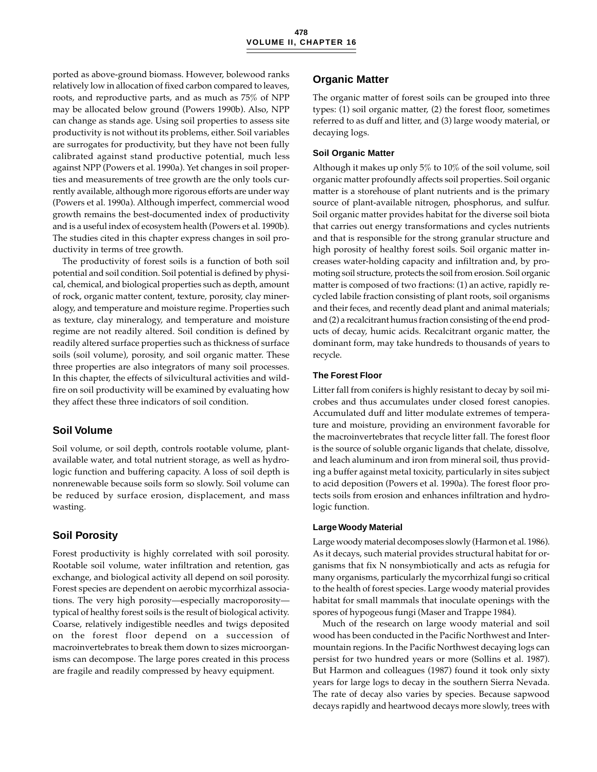ported as above-ground biomass. However, bolewood ranks relatively low in allocation of fixed carbon compared to leaves, roots, and reproductive parts, and as much as 75% of NPP may be allocated below ground (Powers 1990b). Also, NPP can change as stands age. Using soil properties to assess site productivity is not without its problems, either. Soil variables are surrogates for productivity, but they have not been fully calibrated against stand productive potential, much less against NPP (Powers et al. 1990a). Yet changes in soil properties and measurements of tree growth are the only tools currently available, although more rigorous efforts are under way (Powers et al. 1990a). Although imperfect, commercial wood growth remains the best-documented index of productivity and is a useful index of ecosystem health (Powers et al. 1990b). The studies cited in this chapter express changes in soil productivity in terms of tree growth.

The productivity of forest soils is a function of both soil potential and soil condition. Soil potential is defined by physical, chemical, and biological properties such as depth, amount of rock, organic matter content, texture, porosity, clay mineralogy, and temperature and moisture regime. Properties such as texture, clay mineralogy, and temperature and moisture regime are not readily altered. Soil condition is defined by readily altered surface properties such as thickness of surface soils (soil volume), porosity, and soil organic matter. These three properties are also integrators of many soil processes. In this chapter, the effects of silvicultural activities and wildfire on soil productivity will be examined by evaluating how they affect these three indicators of soil condition.

## Soil Volume

Soil volume, or soil depth, controls rootable volume, plant-available water, and total nutrient storage, as well as hydrologic function and buffering capacity. A loss of soil depth is nonrenewable because soils form so slowly. Soil volume can be reduced by surface erosion, displacement, and mass wasting.

## Soil Porosity

Forest productivity is highly correlated with soil porosity. Rootable soil volume, water infiltration and retention, gas exchange, and biological activity all depend on soil porosity. Forest species are dependent on aerobic mycorrhizal associations. The very high porosity—especially macroporosity—typical of healthy forest soils is the result of biological activity. Coarse, relatively indigestible needles and twigs deposited on the forest floor depend on a succession of macroinvertebrates to break them down to sizes microorganisms can decompose. The large pores created in this process are fragile and readily compressed by heavy equipment.

## Organic Matter

The organic matter of forest soils can be grouped into three types: (1) soil organic matter, (2) the forest floor, sometimes referred to as duff and litter, and (3) large woody material, or decaying logs.

### Soil Organic Matter

Although it makes up only 5% to 10% of the soil volume, soil organic matter profoundly affects soil properties. Soil organic matter is a storehouse of plant nutrients and is the primary source of plant-available nitrogen, phosphorus, and sulfur. Soil organic matter provides habitat for the diverse soil biota that carries out energy transformations and cycles nutrients and that is responsible for the strong granular structure and high porosity of healthy forest soils. Soil organic matter increases water-holding capacity and infiltration and, by promoting soil structure, protects the soil from erosion. Soil organic matter is composed of two fractions: (1) an active, rapidly recycled labile fraction consisting of plant roots, soil organisms and their feces, and recently dead plant and animal materials; and (2) a recalcitrant humus fraction consisting of the end products of decay, humic acids. Recalcitrant organic matter, the dominant form, may take hundreds to thousands of years to recycle.

### The Forest Floor

Litter fall from conifers is highly resistant to decay by soil microbes and thus accumulates under closed forest canopies. Accumulated duff and litter modulate extremes of temperature and moisture, providing an environment favorable for the macroinvertebrates that recycle litter fall. The forest floor is the source of soluble organic ligands that chelate, dissolve, and leach aluminum and iron from mineral soil, thus providing a buffer against metal toxicity, particularly in sites subject to acid deposition (Powers et al. 1990a). The forest floor protects soils from erosion and enhances infiltration and hydrologic function.

### Large Woody Material

Large woody material decomposes slowly (Harmon et al. 1986). As it decays, such material provides structural habitat for organisms that fix N nonsymbiotically and acts as refugia for many organisms, particularly the mycorrhizal fungi so critical to the health of forest species. Large woody material provides habitat for small mammals that inoculate openings with the spores of hypogeous fungi (Maser and Trappe 1984).

Much of the research on large woody material and soil wood has been conducted in the Pacific Northwest and Intermountain regions. In the Pacific Northwest decaying logs can persist for two hundred years or more (Sollins et al. 1987). But Harmon and colleagues (1987) found it took only sixty years for large logs to decay in the southern Sierra Nevada. The rate of decay also varies by species. Because sapwood decays rapidly and heartwood decays more slowly, trees with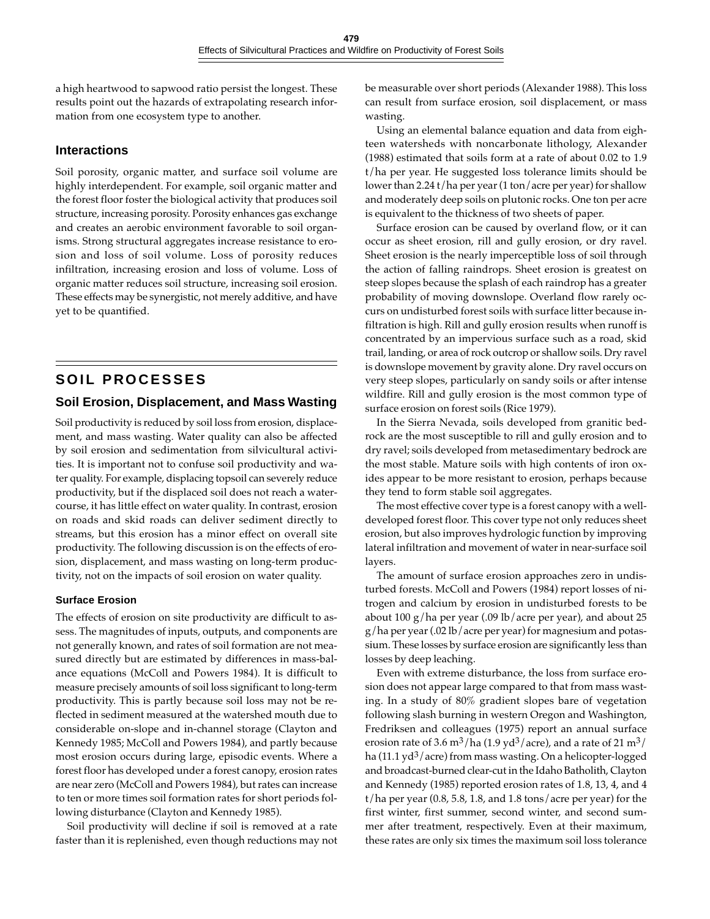a high heartwood to sapwood ratio persist the longest. These results point out the hazards of extrapolating research information from one ecosystem type to another.

### Interactions

Soil porosity, organic matter, and surface soil volume are highly interdependent. For example, soil organic matter and the forest floor foster the biological activity that produces soil structure, increasing porosity. Porosity enhances gas exchange and creates an aerobic environment favorable to soil organisms. Strong structural aggregates increase resistance to erosion and loss of soil volume. Loss of porosity reduces infiltration, increasing erosion and loss of volume. Loss of organic matter reduces soil structure, increasing soil erosion. These effects may be synergistic, not merely additive, and have yet to be quantified.

## SOIL PROCESSES

### Soil Erosion, Displacement, and Mass Wasting

Soil productivity is reduced by soil loss from erosion, displacement, and mass wasting. Water quality can also be affected by soil erosion and sedimentation from silvicultural activities. It is important not to confuse soil productivity and water quality. For example, displacing topsoil can severely reduce productivity, but if the displaced soil does not reach a watercourse, it has little effect on water quality. In contrast, erosion on roads and skid roads can deliver sediment directly to streams, but this erosion has a minor effect on overall site productivity. The following discussion is on the effects of erosion, displacement, and mass wasting on long-term productivity, not on the impacts of soil erosion on water quality.

#### Surface Erosion

The effects of erosion on site productivity are difficult to assess. The magnitudes of inputs, outputs, and components are not generally known, and rates of soil formation are not measured directly but are estimated by differences in mass-balance equations (McColl and Powers 1984). It is difficult to measure precisely amounts of soil loss significant to long-term productivity. This is partly because soil loss may not be reflected in sediment measured at the watershed mouth due to considerable on-slope and in-channel storage (Clayton and Kennedy 1985; McColl and Powers 1984), and partly because most erosion occurs during large, episodic events. Where a forest floor has developed under a forest canopy, erosion rates are near zero (McColl and Powers 1984), but rates can increase to ten or more times soil formation rates for short periods following disturbance (Clayton and Kennedy 1985).

Soil productivity will decline if soil is removed at a rate faster than it is replenished, even though reductions may not be measurable over short periods (Alexander 1988). This loss can result from surface erosion, soil displacement, or mass wasting.

Using an elemental balance equation and data from eighteen watersheds with noncarbonate lithology, Alexander (1988) estimated that soils form at a rate of about 0.02 to 1.9 t/ha per year. He suggested loss tolerance limits should be lower than 2.24 t/ha per year (1 ton/acre per year) for shallow and moderately deep soils on plutonic rocks. One ton per acre is equivalent to the thickness of two sheets of paper.

Surface erosion can be caused by overland flow, or it can occur as sheet erosion, rill and gully erosion, or dry ravel. Sheet erosion is the nearly imperceptible loss of soil through the action of falling raindrops. Sheet erosion is greatest on steep slopes because the splash of each raindrop has a greater probability of moving downslope. Overland flow rarely occurs on undisturbed forest soils with surface litter because infiltration is high. Rill and gully erosion results when runoff is concentrated by an impervious surface such as a road, skid trail, landing, or area of rock outcrop or shallow soils. Dry ravel is downslope movement by gravity alone. Dry ravel occurs on very steep slopes, particularly on sandy soils or after intense wildfire. Rill and gully erosion is the most common type of surface erosion on forest soils (Rice 1979).

In the Sierra Nevada, soils developed from granitic bedrock are the most susceptible to rill and gully erosion and to dry ravel; soils developed from metasedimentary bedrock are the most stable. Mature soils with high contents of iron oxides appear to be more resistant to erosion, perhaps because they tend to form stable soil aggregates.

The most effective cover type is a forest canopy with a well-developed forest floor. This cover type not only reduces sheet erosion, but also improves hydrologic function by improving lateral infiltration and movement of water in near-surface soil layers.

The amount of surface erosion approaches zero in undisturbed forests. McColl and Powers (1984) report losses of nitrogen and calcium by erosion in undisturbed forests to be about 100 g/ha per year (.09 lb/acre per year), and about 25 g/ha per year (.02 lb/acre per year) for magnesium and potassium. These losses by surface erosion are significantly less than losses by deep leaching.

Even with extreme disturbance, the loss from surface erosion does not appear large compared to that from mass wasting. In a study of 80% gradient slopes bare of vegetation following slash burning in western Oregon and Washington, Fredriksen and colleagues (1975) report an annual surface erosion rate of 3.6 $m^3$/ha (1.9 $yd^3$/acre), and a rate of 21 $m^3$/ha (11.1 $yd^3$/acre) from mass wasting. On a helicopter-logged and broadcast-burned clear-cut in the Idaho Batholith, Clayton and Kennedy (1985) reported erosion rates of 1.8, 13, 4, and 4 t/ha per year (0.8, 5.8, 1.8, and 1.8 tons/acre per year) for the first winter, first summer, second winter, and second summer after treatment, respectively. Even at their maximum, these rates are only six times the maximum soil loss tolerance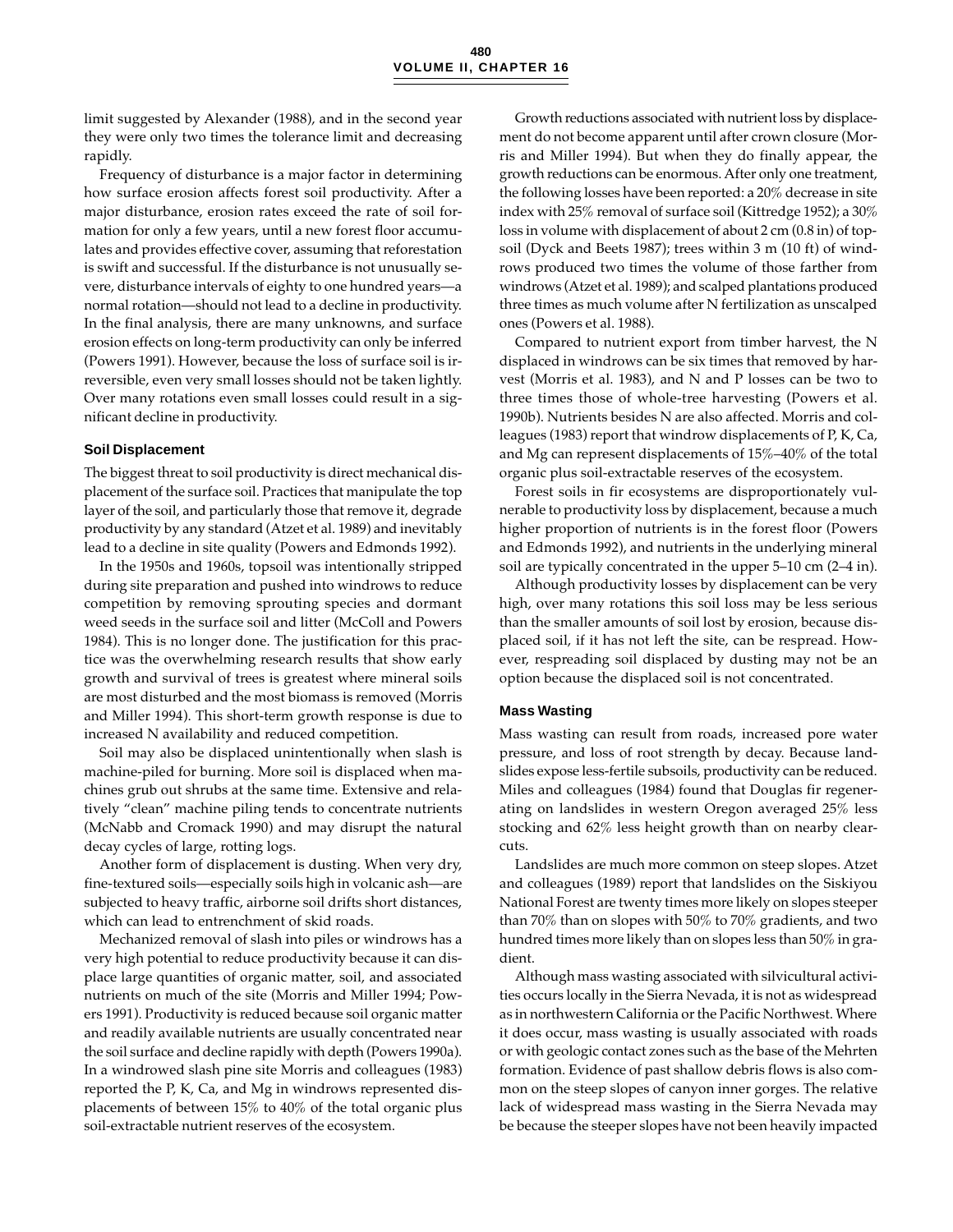limit suggested by Alexander (1988), and in the second year they were only two times the tolerance limit and decreasing rapidly.

Frequency of disturbance is a major factor in determining how surface erosion affects forest soil productivity. After a major disturbance, erosion rates exceed the rate of soil formation for only a few years, until a new forest floor accumulates and provides effective cover, assuming that reforestation is swift and successful. If the disturbance is not unusually severe, disturbance intervals of eighty to one hundred years—a normal rotation—should not lead to a decline in productivity. In the final analysis, there are many unknowns, and surface erosion effects on long-term productivity can only be inferred (Powers 1991). However, because the loss of surface soil is irreversible, even very small losses should not be taken lightly. Over many rotations even small losses could result in a significant decline in productivity.

### Soil Displacement

The biggest threat to soil productivity is direct mechanical displacement of the surface soil. Practices that manipulate the top layer of the soil, and particularly those that remove it, degrade productivity by any standard (Atzet et al. 1989) and inevitably lead to a decline in site quality (Powers and Edmonds 1992).

In the 1950s and 1960s, topsoil was intentionally stripped during site preparation and pushed into windrows to reduce competition by removing sprouting species and dormant weed seeds in the surface soil and litter (McColl and Powers 1984). This is no longer done. The justification for this practice was the overwhelming research results that show early growth and survival of trees is greatest where mineral soils are most disturbed and the most biomass is removed (Morris and Miller 1994). This short-term growth response is due to increased N availability and reduced competition.

Soil may also be displaced unintentionally when slash is machine-piled for burning. More soil is displaced when machines grub out shrubs at the same time. Extensive and relatively "clean" machine piling tends to concentrate nutrients (McNabb and Cromack 1990) and may disrupt the natural decay cycles of large, rotting logs.

Another form of displacement is dusting. When very dry, fine-textured soils—especially soils high in volcanic ash—are subjected to heavy traffic, airborne soil drifts short distances, which can lead to entrenchment of skid roads.

Mechanized removal of slash into piles or windrows has a very high potential to reduce productivity because it can displace large quantities of organic matter, soil, and associated nutrients on much of the site (Morris and Miller 1994; Powers 1991). Productivity is reduced because soil organic matter and readily available nutrients are usually concentrated near the soil surface and decline rapidly with depth (Powers 1990a). In a windrowed slash pine site Morris and colleagues (1983) reported the P, K, Ca, and Mg in windrows represented displacements of between 15% to 40% of the total organic plus soil-extractable nutrient reserves of the ecosystem.

Growth reductions associated with nutrient loss by displacement do not become apparent until after crown closure (Morris and Miller 1994). But when they do finally appear, the growth reductions can be enormous. After only one treatment, the following losses have been reported: a 20% decrease in site index with 25% removal of surface soil (Kittredge 1952); a 30% loss in volume with displacement of about 2 cm (0.8 in) of topsoil (Dyck and Beets 1987); trees within 3 m (10 ft) of windrows produced two times the volume of those farther from windrows (Atzet et al. 1989); and scalped plantations produced three times as much volume after N fertilization as unscalped ones (Powers et al. 1988).

Compared to nutrient export from timber harvest, the N displaced in windrows can be six times that removed by harvest (Morris et al. 1983), and N and P losses can be two to three times those of whole-tree harvesting (Powers et al. 1990b). Nutrients besides N are also affected. Morris and colleagues (1983) report that windrow displacements of P, K, Ca, and Mg can represent displacements of 15%–40% of the total organic plus soil-extractable reserves of the ecosystem.

Forest soils in fir ecosystems are disproportionately vulnerable to productivity loss by displacement, because a much higher proportion of nutrients is in the forest floor (Powers and Edmonds 1992), and nutrients in the underlying mineral soil are typically concentrated in the upper 5–10 cm (2–4 in).

Although productivity losses by displacement can be very high, over many rotations this soil loss may be less serious than the smaller amounts of soil lost by erosion, because displaced soil, if it has not left the site, can be respread. However, respreading soil displaced by dusting may not be an option because the displaced soil is not concentrated.

### Mass Wasting

Mass wasting can result from roads, increased pore water pressure, and loss of root strength by decay. Because landslides expose less-fertile subsoils, productivity can be reduced. Miles and colleagues (1984) found that Douglas fir regenerating on landslides in western Oregon averaged 25% less stocking and 62% less height growth than on nearby clearcuts.

Landslides are much more common on steep slopes. Atzet and colleagues (1989) report that landslides on the Siskiyou National Forest are twenty times more likely on slopes steeper than 70% than on slopes with 50% to 70% gradients, and two hundred times more likely than on slopes less than 50% in gradient.

Although mass wasting associated with silvicultural activities occurs locally in the Sierra Nevada, it is not as widespread as in northwestern California or the Pacific Northwest. Where it does occur, mass wasting is usually associated with roads or with geologic contact zones such as the base of the Mehrten formation. Evidence of past shallow debris flows is also common on the steep slopes of canyon inner gorges. The relative lack of widespread mass wasting in the Sierra Nevada may be because the steeper slopes have not been heavily impacted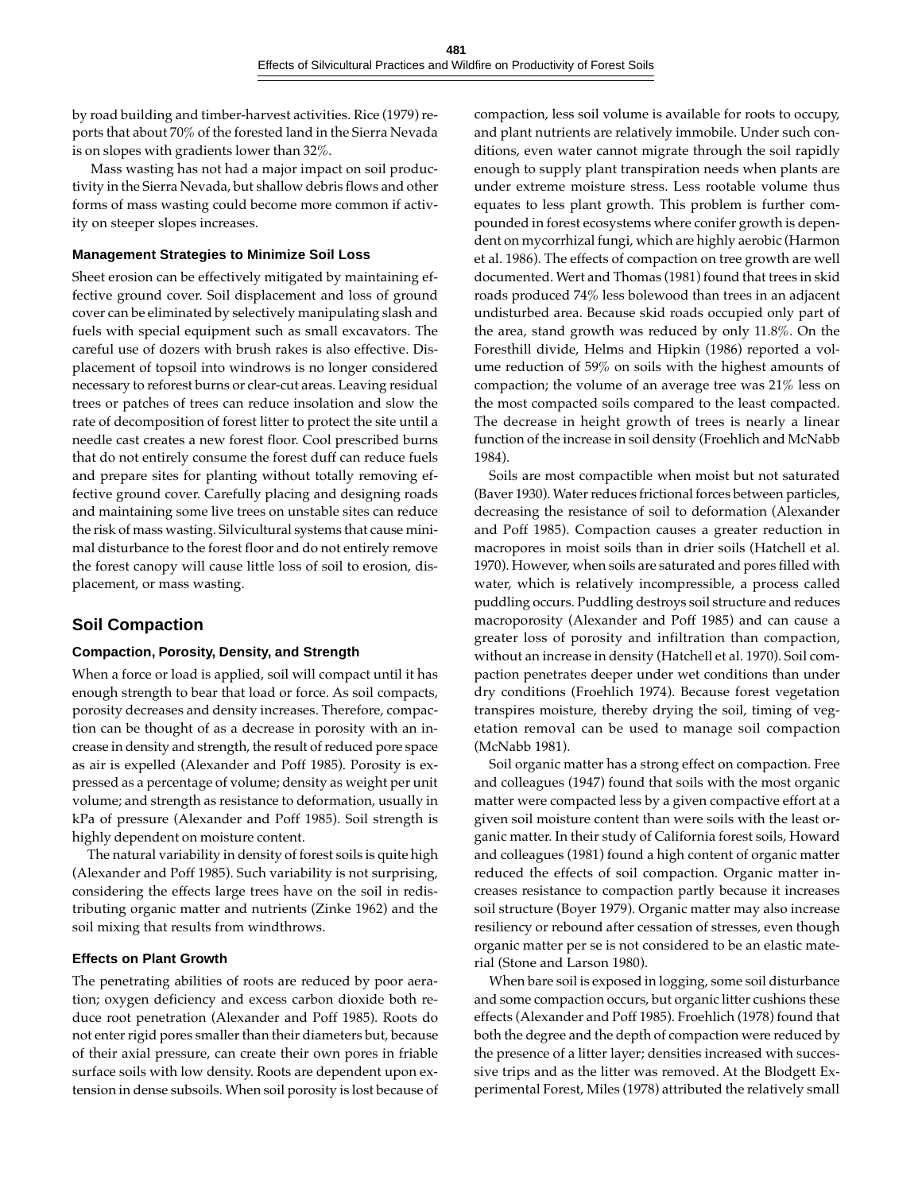by road building and timber-harvest activities. Rice (1979) reports that about 70% of the forested land in the Sierra Nevada is on slopes with gradients lower than 32%.

Mass wasting has not had a major impact on soil productivity in the Sierra Nevada, but shallow debris flows and other forms of mass wasting could become more common if activity on steeper slopes increases.

### Management Strategies to Minimize Soil Loss

Sheet erosion can be effectively mitigated by maintaining effective ground cover. Soil displacement and loss of ground cover can be eliminated by selectively manipulating slash and fuels with special equipment such as small excavators. The careful use of dozers with brush rakes is also effective. Displacement of topsoil into windrows is no longer considered necessary to reforest burns or clear-cut areas. Leaving residual trees or patches of trees can reduce insolation and slow the rate of decomposition of forest litter to protect the site until a needle cast creates a new forest floor. Cool prescribed burns that do not entirely consume the forest duff can reduce fuels and prepare sites for planting without totally removing effective ground cover. Carefully placing and designing roads and maintaining some live trees on unstable sites can reduce the risk of mass wasting. Silvicultural systems that cause minimal disturbance to the forest floor and do not entirely remove the forest canopy will cause little loss of soil to erosion, displacement, or mass wasting.

## Soil Compaction

### Compaction, Porosity, Density, and Strength

When a force or load is applied, soil will compact until it has enough strength to bear that load or force. As soil compacts, porosity decreases and density increases. Therefore, compaction can be thought of as a decrease in porosity with an increase in density and strength, the result of reduced pore space as air is expelled (Alexander and Poff 1985). Porosity is expressed as a percentage of volume; density as weight per unit volume; and strength as resistance to deformation, usually in kPa of pressure (Alexander and Poff 1985). Soil strength is highly dependent on moisture content.

The natural variability in density of forest soils is quite high (Alexander and Poff 1985). Such variability is not surprising, considering the effects large trees have on the soil in redistributing organic matter and nutrients (Zinke 1962) and the soil mixing that results from windthrows.

### Effects on Plant Growth

The penetrating abilities of roots are reduced by poor aeration; oxygen deficiency and excess carbon dioxide both reduce root penetration (Alexander and Poff 1985). Roots do not enter rigid pores smaller than their diameters but, because of their axial pressure, can create their own pores in friable surface soils with low density. Roots are dependent upon extension in dense subsoils. When soil porosity is lost because of compaction, less soil volume is available for roots to occupy, and plant nutrients are relatively immobile. Under such conditions, even water cannot migrate through the soil rapidly enough to supply plant transpiration needs when plants are under extreme moisture stress. Less rootable volume thus equates to less plant growth. This problem is further compounded in forest ecosystems where conifer growth is dependent on mycorrhizal fungi, which are highly aerobic (Harmon et al. 1986). The effects of compaction on tree growth are well documented. Wert and Thomas (1981) found that trees in skid roads produced 74% less bolewood than trees in an adjacent undisturbed area. Because skid roads occupied only part of the area, stand growth was reduced by only 11.8%. On the Foresthill divide, Helms and Hipkin (1986) reported a volume reduction of 59% on soils with the highest amounts of compaction; the volume of an average tree was 21% less on the most compacted soils compared to the least compacted. The decrease in height growth of trees is nearly a linear function of the increase in soil density (Froehlich and McNabb 1984).

Soils are most compactible when moist but not saturated (Baver 1930). Water reduces frictional forces between particles, decreasing the resistance of soil to deformation (Alexander and Poff 1985). Compaction causes a greater reduction in macropores in moist soils than in drier soils (Hatchell et al. 1970). However, when soils are saturated and pores filled with water, which is relatively incompressible, a process called puddling occurs. Puddling destroys soil structure and reduces macroporosity (Alexander and Poff 1985) and can cause a greater loss of porosity and infiltration than compaction, without an increase in density (Hatchell et al. 1970). Soil compaction penetrates deeper under wet conditions than under dry conditions (Froehlich 1974). Because forest vegetation transpires moisture, thereby drying the soil, timing of vegetation removal can be used to manage soil compaction (McNabb 1981).

Soil organic matter has a strong effect on compaction. Free and colleagues (1947) found that soils with the most organic matter were compacted less by a given compactive effort at a given soil moisture content than were soils with the least organic matter. In their study of California forest soils, Howard and colleagues (1981) found a high content of organic matter reduced the effects of soil compaction. Organic matter increases resistance to compaction partly because it increases soil structure (Boyer 1979). Organic matter may also increase resiliency or rebound after cessation of stresses, even though organic matter per se is not considered to be an elastic material (Stone and Larson 1980).

When bare soil is exposed in logging, some soil disturbance and some compaction occurs, but organic litter cushions these effects (Alexander and Poff 1985). Froehlich (1978) found that both the degree and the depth of compaction were reduced by the presence of a litter layer; densities increased with successive trips and as the litter was removed. At the Blodgett Experimental Forest, Miles (1978) attributed the relatively small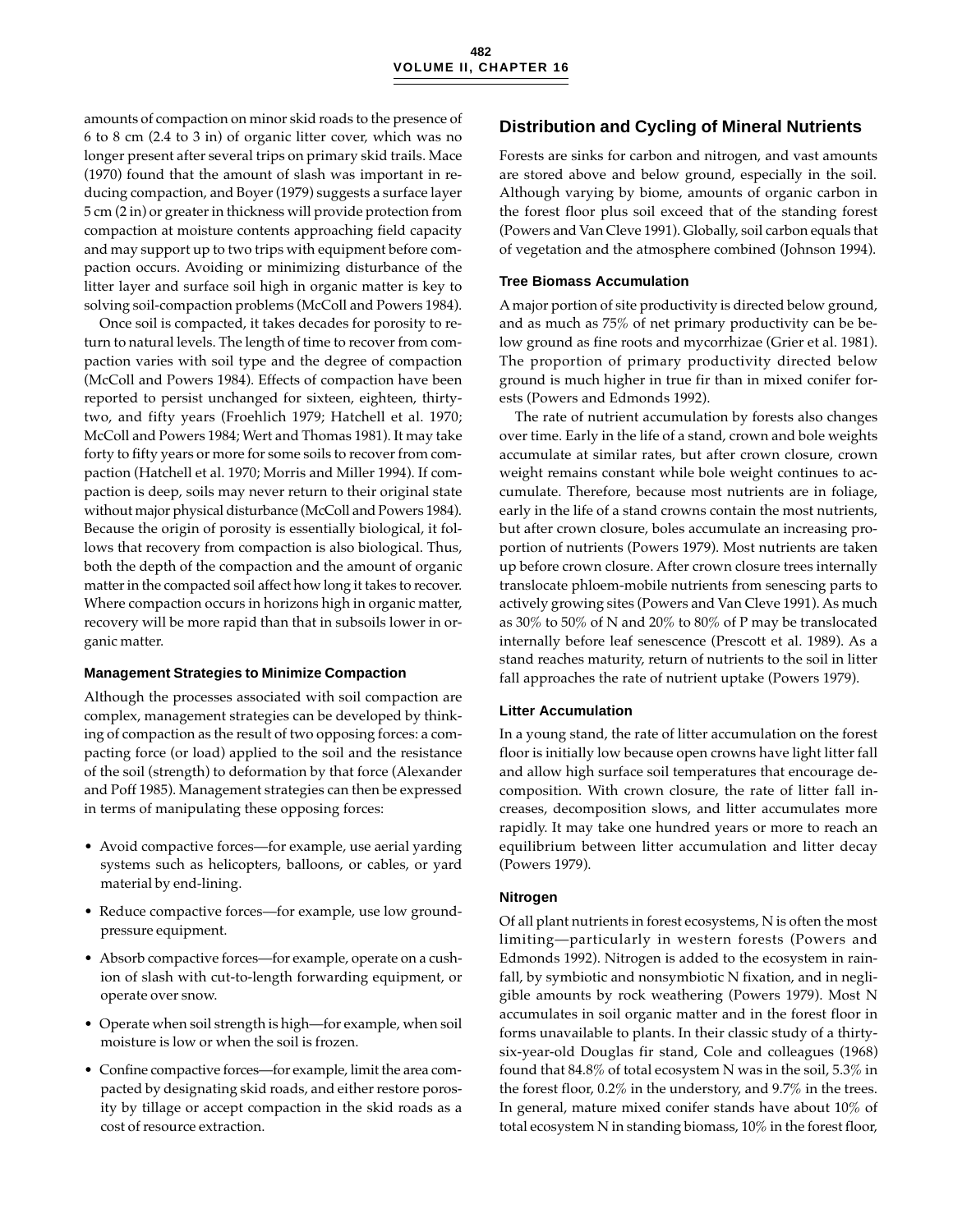amounts of compaction on minor skid roads to the presence of 6 to 8 cm (2.4 to 3 in) of organic litter cover, which was no longer present after several trips on primary skid trails. Mace (1970) found that the amount of slash was important in reducing compaction, and Boyer (1979) suggests a surface layer 5 cm (2 in) or greater in thickness will provide protection from compaction at moisture contents approaching field capacity and may support up to two trips with equipment before compaction occurs. Avoiding or minimizing disturbance of the litter layer and surface soil high in organic matter is key to solving soil-compaction problems (McColl and Powers 1984).

Once soil is compacted, it takes decades for porosity to return to natural levels. The length of time to recover from compaction varies with soil type and the degree of compaction (McColl and Powers 1984). Effects of compaction have been reported to persist unchanged for sixteen, eighteen, thirty-two, and fifty years (Froehlich 1979; Hatchell et al. 1970; McColl and Powers 1984; Wert and Thomas 1981). It may take forty to fifty years or more for some soils to recover from compaction (Hatchell et al. 1970; Morris and Miller 1994). If compaction is deep, soils may never return to their original state without major physical disturbance (McColl and Powers 1984). Because the origin of porosity is essentially biological, it follows that recovery from compaction is also biological. Thus, both the depth of the compaction and the amount of organic matter in the compacted soil affect how long it takes to recover. Where compaction occurs in horizons high in organic matter, recovery will be more rapid than that in subsoils lower in organic matter.

### Management Strategies to Minimize Compaction

Although the processes associated with soil compaction are complex, management strategies can be developed by thinking of compaction as the result of two opposing forces: a compacting force (or load) applied to the soil and the resistance of the soil (strength) to deformation by that force (Alexander and Poff 1985). Management strategies can then be expressed in terms of manipulating these opposing forces:

- Avoid compactive forces—for example, use aerial yarding systems such as helicopters, balloons, or cables, or yard material by end-lining.
- Reduce compactive forces—for example, use low ground-pressure equipment.
- Absorb compactive forces—for example, operate on a cushion of slash with cut-to-length forwarding equipment, or operate over snow.
- Operate when soil strength is high—for example, when soil moisture is low or when the soil is frozen.
- Confine compactive forces—for example, limit the area compacted by designating skid roads, and either restore porosity by tillage or accept compaction in the skid roads as a cost of resource extraction.

## Distribution and Cycling of Mineral Nutrients

Forests are sinks for carbon and nitrogen, and vast amounts are stored above and below ground, especially in the soil. Although varying by biome, amounts of organic carbon in the forest floor plus soil exceed that of the standing forest (Powers and Van Cleve 1991). Globally, soil carbon equals that of vegetation and the atmosphere combined (Johnson 1994).

### Tree Biomass Accumulation

A major portion of site productivity is directed below ground, and as much as 75% of net primary productivity can be below ground as fine roots and mycorrhizae (Grier et al. 1981). The proportion of primary productivity directed below ground is much higher in true fir than in mixed conifer forests (Powers and Edmonds 1992).

The rate of nutrient accumulation by forests also changes over time. Early in the life of a stand, crown and bole weights accumulate at similar rates, but after crown closure, crown weight remains constant while bole weight continues to accumulate. Therefore, because most nutrients are in foliage, early in the life of a stand crowns contain the most nutrients, but after crown closure, boles accumulate an increasing proportion of nutrients (Powers 1979). Most nutrients are taken up before crown closure. After crown closure trees internally translocate phloem-mobile nutrients from senescing parts to actively growing sites (Powers and Van Cleve 1991). As much as 30% to 50% of N and 20% to 80% of P may be translocated internally before leaf senescence (Prescott et al. 1989). As a stand reaches maturity, return of nutrients to the soil in litter fall approaches the rate of nutrient uptake (Powers 1979).

### Litter Accumulation

In a young stand, the rate of litter accumulation on the forest floor is initially low because open crowns have light litter fall and allow high surface soil temperatures that encourage decomposition. With crown closure, the rate of litter fall increases, decomposition slows, and litter accumulates more rapidly. It may take one hundred years or more to reach an equilibrium between litter accumulation and litter decay (Powers 1979).

### Nitrogen

Of all plant nutrients in forest ecosystems, N is often the most limiting—particularly in western forests (Powers and Edmonds 1992). Nitrogen is added to the ecosystem in rainfall, by symbiotic and nonsymbiotic N fixation, and in negligible amounts by rock weathering (Powers 1979). Most N accumulates in soil organic matter and in the forest floor in forms unavailable to plants. In their classic study of a thirty-six-year-old Douglas fir stand, Cole and colleagues (1968) found that 84.8% of total ecosystem N was in the soil, 5.3% in the forest floor, 0.2% in the understory, and 9.7% in the trees. In general, mature mixed conifer stands have about 10% of total ecosystem N in standing biomass, 10% in the forest floor,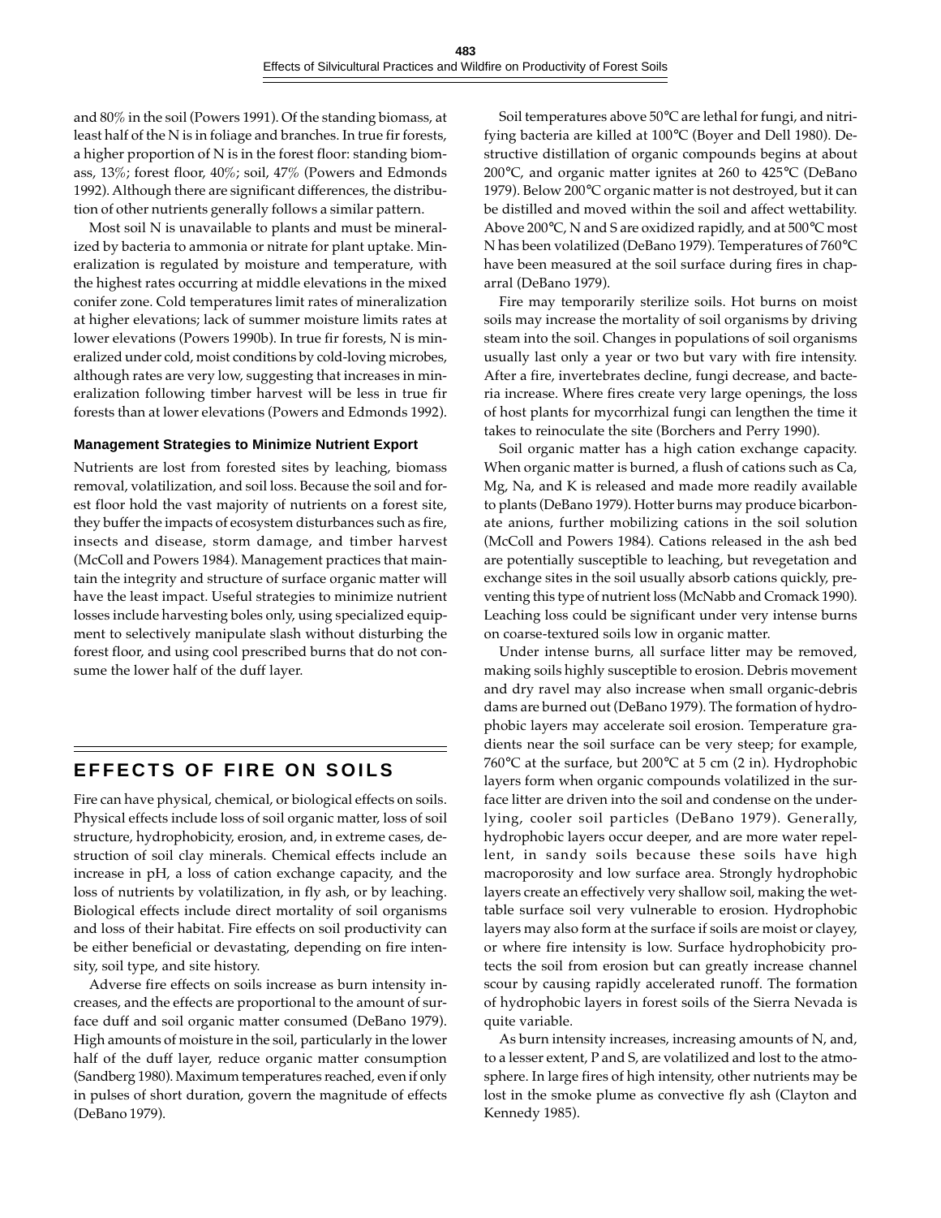and 80% in the soil (Powers 1991). Of the standing biomass, at least half of the N is in foliage and branches. In true fir forests, a higher proportion of N is in the forest floor: standing biomass, 13%; forest floor, 40%; soil, 47% (Powers and Edmonds 1992). Although there are significant differences, the distribution of other nutrients generally follows a similar pattern.

Most soil N is unavailable to plants and must be mineralized by bacteria to ammonia or nitrate for plant uptake. Mineralization is regulated by moisture and temperature, with the highest rates occurring at middle elevations in the mixed conifer zone. Cold temperatures limit rates of mineralization at higher elevations; lack of summer moisture limits rates at lower elevations (Powers 1990b). In true fir forests, N is mineralized under cold, moist conditions by cold-loving microbes, although rates are very low, suggesting that increases in mineralization following timber harvest will be less in true fir forests than at lower elevations (Powers and Edmonds 1992).

### Management Strategies to Minimize Nutrient Export

Nutrients are lost from forested sites by leaching, biomass removal, volatilization, and soil loss. Because the soil and forest floor hold the vast majority of nutrients on a forest site, they buffer the impacts of ecosystem disturbances such as fire, insects and disease, storm damage, and timber harvest (McColl and Powers 1984). Management practices that maintain the integrity and structure of surface organic matter will have the least impact. Useful strategies to minimize nutrient losses include harvesting boles only, using specialized equipment to selectively manipulate slash without disturbing the forest floor, and using cool prescribed burns that do not consume the lower half of the duff layer.

## EFFECTS OF FIRE ON SOILS

Fire can have physical, chemical, or biological effects on soils. Physical effects include loss of soil organic matter, loss of soil structure, hydrophobicity, erosion, and, in extreme cases, destruction of soil clay minerals. Chemical effects include an increase in pH, a loss of cation exchange capacity, and the loss of nutrients by volatilization, in fly ash, or by leaching. Biological effects include direct mortality of soil organisms and loss of their habitat. Fire effects on soil productivity can be either beneficial or devastating, depending on fire intensity, soil type, and site history.

Adverse fire effects on soils increase as burn intensity increases, and the effects are proportional to the amount of surface duff and soil organic matter consumed (DeBano 1979). High amounts of moisture in the soil, particularly in the lower half of the duff layer, reduce organic matter consumption (Sandberg 1980). Maximum temperatures reached, even if only in pulses of short duration, govern the magnitude of effects (DeBano 1979).

Soil temperatures above 50°C are lethal for fungi, and nitrifying bacteria are killed at 100°C (Boyer and Dell 1980). Destructive distillation of organic compounds begins at about 200°C, and organic matter ignites at 260 to 425°C (DeBano 1979). Below 200°C organic matter is not destroyed, but it can be distilled and moved within the soil and affect wettability. Above 200°C, N and S are oxidized rapidly, and at 500°C most N has been volatilized (DeBano 1979). Temperatures of 760°C have been measured at the soil surface during fires in chaparral (DeBano 1979).

Fire may temporarily sterilize soils. Hot burns on moist soils may increase the mortality of soil organisms by driving steam into the soil. Changes in populations of soil organisms usually last only a year or two but vary with fire intensity. After a fire, invertebrates decline, fungi decrease, and bacteria increase. Where fires create very large openings, the loss of host plants for mycorrhizal fungi can lengthen the time it takes to reinoculate the site (Borchers and Perry 1990).

Soil organic matter has a high cation exchange capacity. When organic matter is burned, a flush of cations such as Ca, Mg, Na, and K is released and made more readily available to plants (DeBano 1979). Hotter burns may produce bicarbonate anions, further mobilizing cations in the soil solution (McColl and Powers 1984). Cations released in the ash bed are potentially susceptible to leaching, but revegetation and exchange sites in the soil usually absorb cations quickly, preventing this type of nutrient loss (McNabb and Cromack 1990). Leaching loss could be significant under very intense burns on coarse-textured soils low in organic matter.

Under intense burns, all surface litter may be removed, making soils highly susceptible to erosion. Debris movement and dry ravel may also increase when small organic-debris dams are burned out (DeBano 1979). The formation of hydrophobic layers may accelerate soil erosion. Temperature gradients near the soil surface can be very steep; for example, 760°C at the surface, but 200°C at 5 cm (2 in). Hydrophobic layers form when organic compounds volatilized in the surface litter are driven into the soil and condense on the underlying, cooler soil particles (DeBano 1979). Generally, hydrophobic layers occur deeper, and are more water repellent, in sandy soils because these soils have high macroporosity and low surface area. Strongly hydrophobic layers create an effectively very shallow soil, making the wettable surface soil very vulnerable to erosion. Hydrophobic layers may also form at the surface if soils are moist or clayey, or where fire intensity is low. Surface hydrophobicity protects the soil from erosion but can greatly increase channel scour by causing rapidly accelerated runoff. The formation of hydrophobic layers in forest soils of the Sierra Nevada is quite variable.

As burn intensity increases, increasing amounts of N, and, to a lesser extent, P and S, are volatilized and lost to the atmosphere. In large fires of high intensity, other nutrients may be lost in the smoke plume as convective fly ash (Clayton and Kennedy 1985).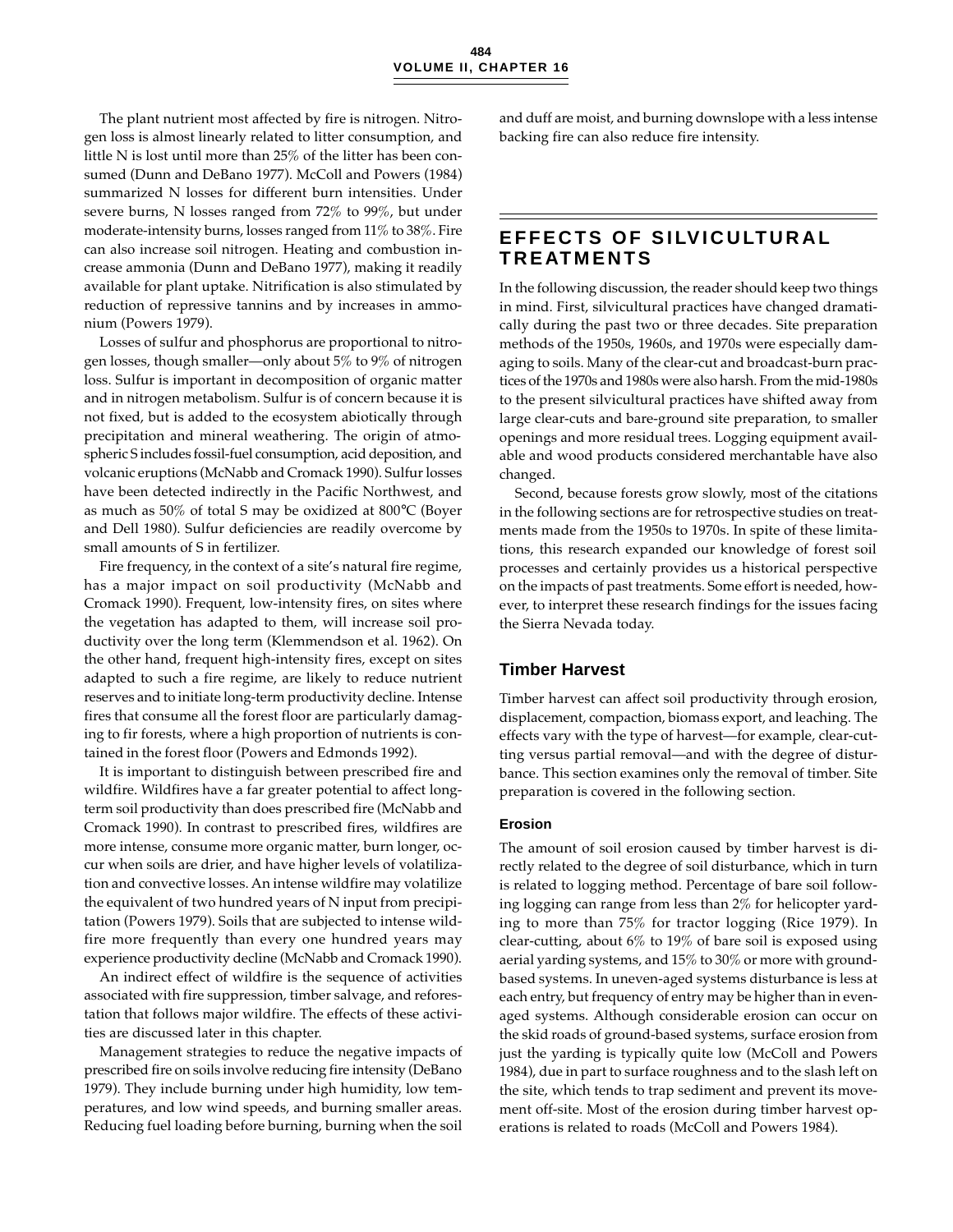The plant nutrient most affected by fire is nitrogen. Nitrogen loss is almost linearly related to litter consumption, and little N is lost until more than 25% of the litter has been consumed (Dunn and DeBano 1977). McColl and Powers (1984) summarized N losses for different burn intensities. Under severe burns, N losses ranged from 72% to 99%, but under moderate-intensity burns, losses ranged from 11% to 38%. Fire can also increase soil nitrogen. Heating and combustion increase ammonia (Dunn and DeBano 1977), making it readily available for plant uptake. Nitrification is also stimulated by reduction of repressive tannins and by increases in ammonium (Powers 1979).

Losses of sulfur and phosphorus are proportional to nitrogen losses, though smaller—only about 5% to 9% of nitrogen loss. Sulfur is important in decomposition of organic matter and in nitrogen metabolism. Sulfur is of concern because it is not fixed, but is added to the ecosystem abiotically through precipitation and mineral weathering. The origin of atmospheric S includes fossil-fuel consumption, acid deposition, and volcanic eruptions (McNabb and Cromack 1990). Sulfur losses have been detected indirectly in the Pacific Northwest, and as much as 50% of total S may be oxidized at 800°C (Boyer and Dell 1980). Sulfur deficiencies are readily overcome by small amounts of S in fertilizer.

Fire frequency, in the context of a site's natural fire regime, has a major impact on soil productivity (McNabb and Cromack 1990). Frequent, low-intensity fires, on sites where the vegetation has adapted to them, will increase soil productivity over the long term (Klemmendson et al. 1962). On the other hand, frequent high-intensity fires, except on sites adapted to such a fire regime, are likely to reduce nutrient reserves and to initiate long-term productivity decline. Intense fires that consume all the forest floor are particularly damaging to fir forests, where a high proportion of nutrients is contained in the forest floor (Powers and Edmonds 1992).

It is important to distinguish between prescribed fire and wildfire. Wildfires have a far greater potential to affect long-term soil productivity than does prescribed fire (McNabb and Cromack 1990). In contrast to prescribed fires, wildfires are more intense, consume more organic matter, burn longer, occur when soils are drier, and have higher levels of volatilization and convective losses. An intense wildfire may volatilize the equivalent of two hundred years of N input from precipitation (Powers 1979). Soils that are subjected to intense wildfire more frequently than every one hundred years may experience productivity decline (McNabb and Cromack 1990).

An indirect effect of wildfire is the sequence of activities associated with fire suppression, timber salvage, and reforestation that follows major wildfire. The effects of these activities are discussed later in this chapter.

Management strategies to reduce the negative impacts of prescribed fire on soils involve reducing fire intensity (DeBano 1979). They include burning under high humidity, low temperatures, and low wind speeds, and burning smaller areas. Reducing fuel loading before burning, burning when the soil and duff are moist, and burning downslope with a less intense backing fire can also reduce fire intensity.

## EFFECTS OF SILVICULTURAL TREATMENTS

In the following discussion, the reader should keep two things in mind. First, silvicultural practices have changed dramatically during the past two or three decades. Site preparation methods of the 1950s, 1960s, and 1970s were especially damaging to soils. Many of the clear-cut and broadcast-burn practices of the 1970s and 1980s were also harsh. From the mid-1980s to the present silvicultural practices have shifted away from large clear-cuts and bare-ground site preparation, to smaller openings and more residual trees. Logging equipment available and wood products considered merchantable have also changed.

Second, because forests grow slowly, most of the citations in the following sections are for retrospective studies on treatments made from the 1950s to 1970s. In spite of these limitations, this research expanded our knowledge of forest soil processes and certainly provides us a historical perspective on the impacts of past treatments. Some effort is needed, however, to interpret these research findings for the issues facing the Sierra Nevada today.

### Timber Harvest

Timber harvest can affect soil productivity through erosion, displacement, compaction, biomass export, and leaching. The effects vary with the type of harvest—for example, clear-cutting versus partial removal—and with the degree of disturbance. This section examines only the removal of timber. Site preparation is covered in the following section.

#### Erosion

The amount of soil erosion caused by timber harvest is directly related to the degree of soil disturbance, which in turn is related to logging method. Percentage of bare soil following logging can range from less than 2% for helicopter yarding to more than 75% for tractor logging (Rice 1979). In clear-cutting, about 6% to 19% of bare soil is exposed using aerial yarding systems, and 15% to 30% or more with ground-based systems. In uneven-aged systems disturbance is less at each entry, but frequency of entry may be higher than in even-aged systems. Although considerable erosion can occur on the skid roads of ground-based systems, surface erosion from just the yarding is typically quite low (McColl and Powers 1984), due in part to surface roughness and to the slash left on the site, which tends to trap sediment and prevent its movement off-site. Most of the erosion during timber harvest operations is related to roads (McColl and Powers 1984).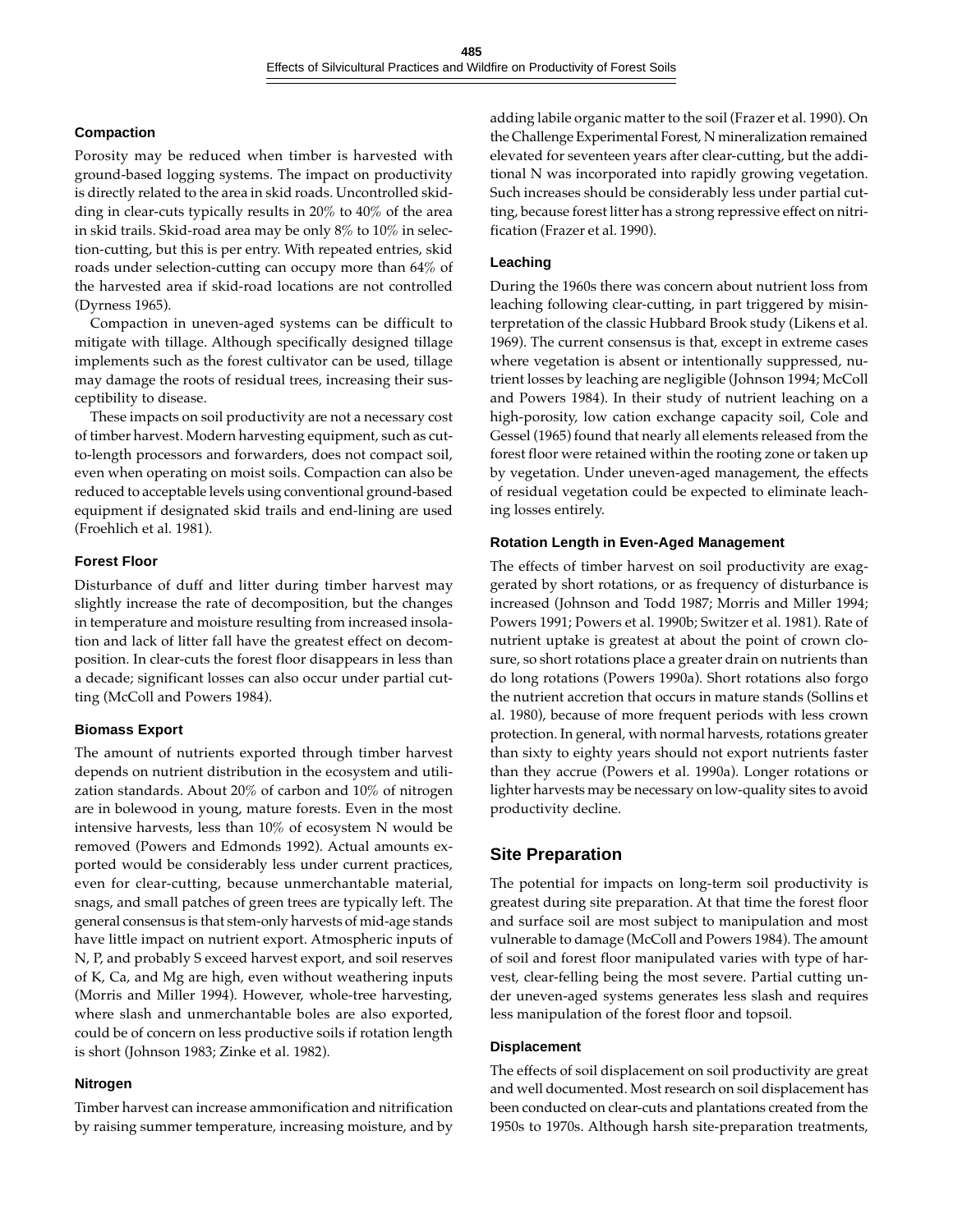### Compaction

Porosity may be reduced when timber is harvested with ground-based logging systems. The impact on productivity is directly related to the area in skid roads. Uncontrolled skidding in clear-cuts typically results in 20% to 40% of the area in skid trails. Skid-road area may be only 8% to 10% in selection-cutting, but this is per entry. With repeated entries, skid roads under selection-cutting can occupy more than 64% of the harvested area if skid-road locations are not controlled (Dyrness 1965).

Compaction in uneven-aged systems can be difficult to mitigate with tillage. Although specifically designed tillage implements such as the forest cultivator can be used, tillage may damage the roots of residual trees, increasing their susceptibility to disease.

These impacts on soil productivity are not a necessary cost of timber harvest. Modern harvesting equipment, such as cut-to-length processors and forwarders, does not compact soil, even when operating on moist soils. Compaction can also be reduced to acceptable levels using conventional ground-based equipment if designated skid trails and end-lining are used (Froehlich et al. 1981).

### Forest Floor

Disturbance of duff and litter during timber harvest may slightly increase the rate of decomposition, but the changes in temperature and moisture resulting from increased insolation and lack of litter fall have the greatest effect on decomposition. In clear-cuts the forest floor disappears in less than a decade; significant losses can also occur under partial cutting (McColl and Powers 1984).

### Biomass Export

The amount of nutrients exported through timber harvest depends on nutrient distribution in the ecosystem and utilization standards. About 20% of carbon and 10% of nitrogen are in bolewood in young, mature forests. Even in the most intensive harvests, less than 10% of ecosystem N would be removed (Powers and Edmonds 1992). Actual amounts exported would be considerably less under current practices, even for clear-cutting, because unmerchantable material, snags, and small patches of green trees are typically left. The general consensus is that stem-only harvests of mid-age stands have little impact on nutrient export. Atmospheric inputs of N, P, and probably S exceed harvest export, and soil reserves of K, Ca, and Mg are high, even without weathering inputs (Morris and Miller 1994). However, whole-tree harvesting, where slash and unmerchantable boles are also exported, could be of concern on less productive soils if rotation length is short (Johnson 1983; Zinke et al. 1982).

### Nitrogen

Timber harvest can increase ammonification and nitrification by raising summer temperature, increasing moisture, and by adding labile organic matter to the soil (Frazer et al. 1990). On the Challenge Experimental Forest, N mineralization remained elevated for seventeen years after clear-cutting, but the additional N was incorporated into rapidly growing vegetation. Such increases should be considerably less under partial cutting, because forest litter has a strong repressive effect on nitrification (Frazer et al. 1990).

### Leaching

During the 1960s there was concern about nutrient loss from leaching following clear-cutting, in part triggered by misinterpretation of the classic Hubbard Brook study (Likens et al. 1969). The current consensus is that, except in extreme cases where vegetation is absent or intentionally suppressed, nutrient losses by leaching are negligible (Johnson 1994; McColl and Powers 1984). In their study of nutrient leaching on a high-porosity, low cation exchange capacity soil, Cole and Gessel (1965) found that nearly all elements released from the forest floor were retained within the rooting zone or taken up by vegetation. Under uneven-aged management, the effects of residual vegetation could be expected to eliminate leaching losses entirely.

### Rotation Length in Even-Aged Management

The effects of timber harvest on soil productivity are exaggerated by short rotations, or as frequency of disturbance is increased (Johnson and Todd 1987; Morris and Miller 1994; Powers 1991; Powers et al. 1990b; Switzer et al. 1981). Rate of nutrient uptake is greatest at about the point of crown closure, so short rotations place a greater drain on nutrients than do long rotations (Powers 1990a). Short rotations also forgo the nutrient accretion that occurs in mature stands (Sollins et al. 1980), because of more frequent periods with less crown protection. In general, with normal harvests, rotations greater than sixty to eighty years should not export nutrients faster than they accrue (Powers et al. 1990a). Longer rotations or lighter harvests may be necessary on low-quality sites to avoid productivity decline.

## Site Preparation

The potential for impacts on long-term soil productivity is greatest during site preparation. At that time the forest floor and surface soil are most subject to manipulation and most vulnerable to damage (McColl and Powers 1984). The amount of soil and forest floor manipulated varies with type of harvest, clear-felling being the most severe. Partial cutting under uneven-aged systems generates less slash and requires less manipulation of the forest floor and topsoil.

### Displacement

The effects of soil displacement on soil productivity are great and well documented. Most research on soil displacement has been conducted on clear-cuts and plantations created from the 1950s to 1970s. Although harsh site-preparation treatments,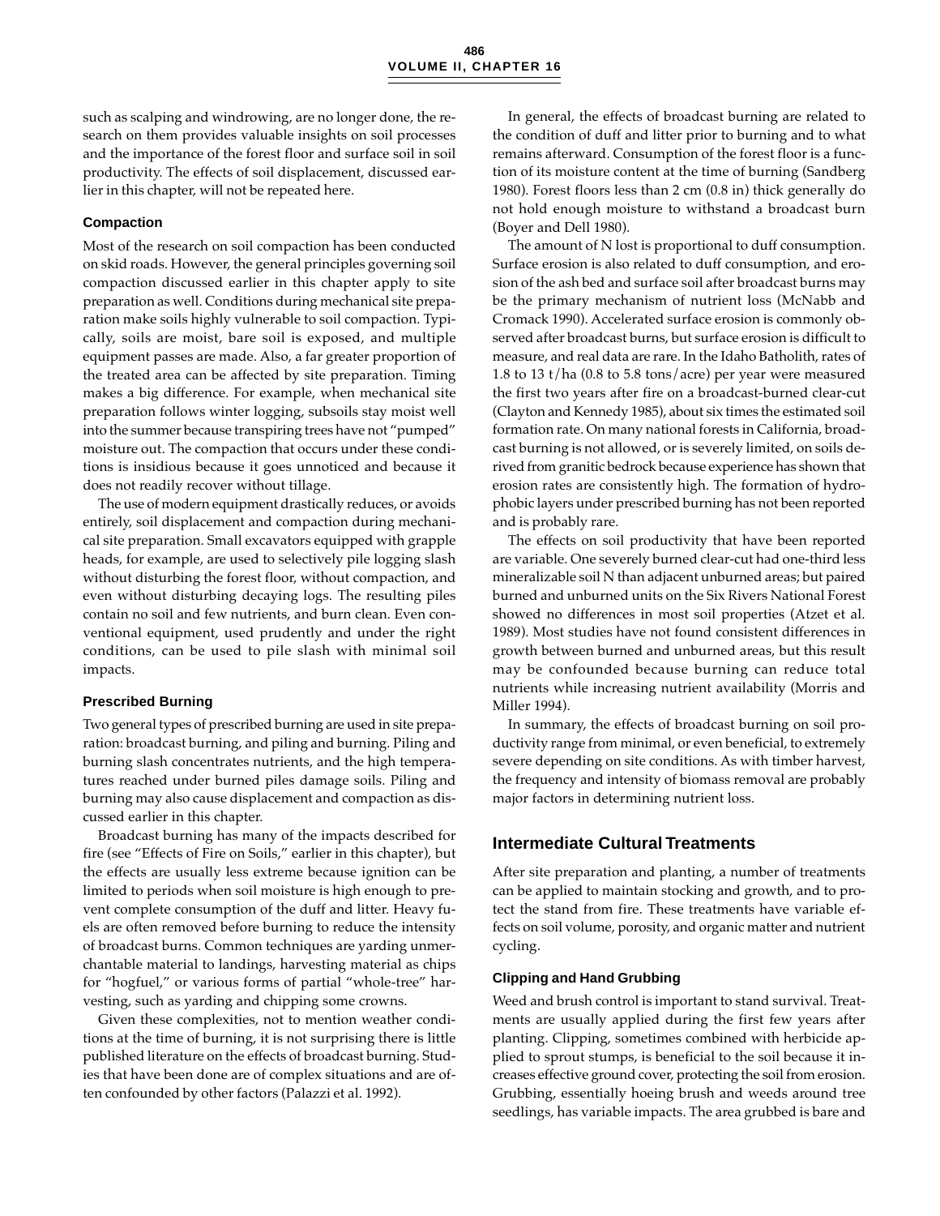such as scalping and windrowing, are no longer done, the research on them provides valuable insights on soil processes and the importance of the forest floor and surface soil in soil productivity. The effects of soil displacement, discussed earlier in this chapter, will not be repeated here.

### Compaction

Most of the research on soil compaction has been conducted on skid roads. However, the general principles governing soil compaction discussed earlier in this chapter apply to site preparation as well. Conditions during mechanical site preparation make soils highly vulnerable to soil compaction. Typically, soils are moist, bare soil is exposed, and multiple equipment passes are made. Also, a far greater proportion of the treated area can be affected by site preparation. Timing makes a big difference. For example, when mechanical site preparation follows winter logging, subsoils stay moist well into the summer because transpiring trees have not "pumped" moisture out. The compaction that occurs under these conditions is insidious because it goes unnoticed and because it does not readily recover without tillage.

The use of modern equipment drastically reduces, or avoids entirely, soil displacement and compaction during mechanical site preparation. Small excavators equipped with grapple heads, for example, are used to selectively pile logging slash without disturbing the forest floor, without compaction, and even without disturbing decaying logs. The resulting piles contain no soil and few nutrients, and burn clean. Even conventional equipment, used prudently and under the right conditions, can be used to pile slash with minimal soil impacts.

### Prescribed Burning

Two general types of prescribed burning are used in site preparation: broadcast burning, and piling and burning. Piling and burning slash concentrates nutrients, and the high temperatures reached under burned piles damage soils. Piling and burning may also cause displacement and compaction as discussed earlier in this chapter.

Broadcast burning has many of the impacts described for fire (see "Effects of Fire on Soils," earlier in this chapter), but the effects are usually less extreme because ignition can be limited to periods when soil moisture is high enough to prevent complete consumption of the duff and litter. Heavy fuels are often removed before burning to reduce the intensity of broadcast burns. Common techniques are yarding unmerchantable material to landings, harvesting material as chips for "hogfuel," or various forms of partial "whole-tree" harvesting, such as yarding and chipping some crowns.

Given these complexities, not to mention weather conditions at the time of burning, it is not surprising there is little published literature on the effects of broadcast burning. Studies that have been done are of complex situations and are often confounded by other factors (Palazzi et al. 1992).

In general, the effects of broadcast burning are related to the condition of duff and litter prior to burning and to what remains afterward. Consumption of the forest floor is a function of its moisture content at the time of burning (Sandberg 1980). Forest floors less than 2 cm (0.8 in) thick generally do not hold enough moisture to withstand a broadcast burn (Boyer and Dell 1980).

The amount of N lost is proportional to duff consumption. Surface erosion is also related to duff consumption, and erosion of the ash bed and surface soil after broadcast burns may be the primary mechanism of nutrient loss (McNabb and Cromack 1990). Accelerated surface erosion is commonly observed after broadcast burns, but surface erosion is difficult to measure, and real data are rare. In the Idaho Batholith, rates of 1.8 to 13 t/ha (0.8 to 5.8 tons/acre) per year were measured the first two years after fire on a broadcast-burned clear-cut (Clayton and Kennedy 1985), about six times the estimated soil formation rate. On many national forests in California, broadcast burning is not allowed, or is severely limited, on soils derived from granitic bedrock because experience has shown that erosion rates are consistently high. The formation of hydrophobic layers under prescribed burning has not been reported and is probably rare.

The effects on soil productivity that have been reported are variable. One severely burned clear-cut had one-third less mineralizable soil N than adjacent unburned areas; but paired burned and unburned units on the Six Rivers National Forest showed no differences in most soil properties (Atzet et al. 1989). Most studies have not found consistent differences in growth between burned and unburned areas, but this result may be confounded because burning can reduce total nutrients while increasing nutrient availability (Morris and Miller 1994).

In summary, the effects of broadcast burning on soil productivity range from minimal, or even beneficial, to extremely severe depending on site conditions. As with timber harvest, the frequency and intensity of biomass removal are probably major factors in determining nutrient loss.

## Intermediate Cultural Treatments

After site preparation and planting, a number of treatments can be applied to maintain stocking and growth, and to protect the stand from fire. These treatments have variable effects on soil volume, porosity, and organic matter and nutrient cycling.

### Clipping and Hand Grubbing

Weed and brush control is important to stand survival. Treatments are usually applied during the first few years after planting. Clipping, sometimes combined with herbicide applied to sprout stumps, is beneficial to the soil because it increases effective ground cover, protecting the soil from erosion. Grubbing, essentially hoeing brush and weeds around tree seedlings, has variable impacts. The area grubbed is bare and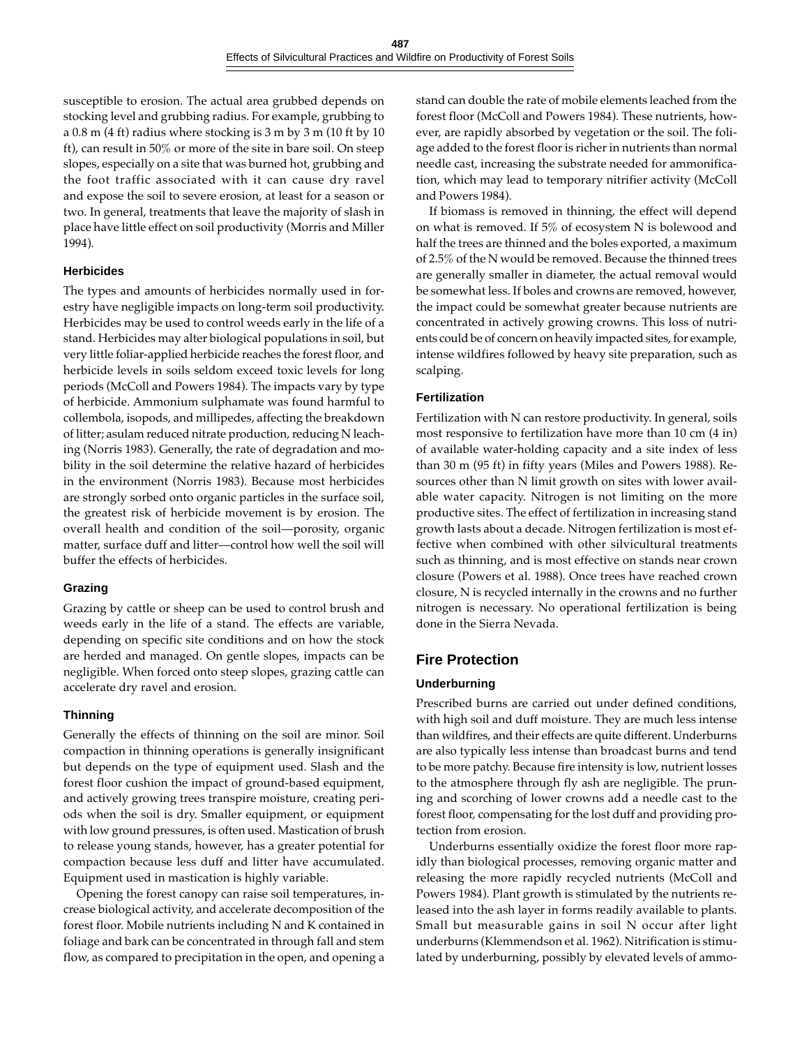susceptible to erosion. The actual area grubbed depends on stocking level and grubbing radius. For example, grubbing to a 0.8 m (4 ft) radius where stocking is 3 m by 3 m (10 ft by 10 ft), can result in 50% or more of the site in bare soil. On steep slopes, especially on a site that was burned hot, grubbing and the foot traffic associated with it can cause dry ravel and expose the soil to severe erosion, at least for a season or two. In general, treatments that leave the majority of slash in place have little effect on soil productivity (Morris and Miller 1994).

### Herbicides

The types and amounts of herbicides normally used in forestry have negligible impacts on long-term soil productivity. Herbicides may be used to control weeds early in the life of a stand. Herbicides may alter biological populations in soil, but very little foliar-applied herbicide reaches the forest floor, and herbicide levels in soils seldom exceed toxic levels for long periods (McColl and Powers 1984). The impacts vary by type of herbicide. Ammonium sulphamate was found harmful to collembola, isopods, and millipedes, affecting the breakdown of litter; asulam reduced nitrate production, reducing N leaching (Norris 1983). Generally, the rate of degradation and mobility in the soil determine the relative hazard of herbicides in the environment (Norris 1983). Because most herbicides are strongly sorbed onto organic particles in the surface soil, the greatest risk of herbicide movement is by erosion. The overall health and condition of the soil—porosity, organic matter, surface duff and litter—control how well the soil will buffer the effects of herbicides.

### Grazing

Grazing by cattle or sheep can be used to control brush and weeds early in the life of a stand. The effects are variable, depending on specific site conditions and on how the stock are herded and managed. On gentle slopes, impacts can be negligible. When forced onto steep slopes, grazing cattle can accelerate dry ravel and erosion.

### Thinning

Generally the effects of thinning on the soil are minor. Soil compaction in thinning operations is generally insignificant but depends on the type of equipment used. Slash and the forest floor cushion the impact of ground-based equipment, and actively growing trees transpire moisture, creating periods when the soil is dry. Smaller equipment, or equipment with low ground pressures, is often used. Mastication of brush to release young stands, however, has a greater potential for compaction because less duff and litter have accumulated. Equipment used in mastication is highly variable.

Opening the forest canopy can raise soil temperatures, increase biological activity, and accelerate decomposition of the forest floor. Mobile nutrients including N and K contained in foliage and bark can be concentrated in through fall and stem flow, as compared to precipitation in the open, and opening a stand can double the rate of mobile elements leached from the forest floor (McColl and Powers 1984). These nutrients, however, are rapidly absorbed by vegetation or the soil. The foliage added to the forest floor is richer in nutrients than normal needle cast, increasing the substrate needed for ammonification, which may lead to temporary nitrifier activity (McColl and Powers 1984).

If biomass is removed in thinning, the effect will depend on what is removed. If 5% of ecosystem N is bolewood and half the trees are thinned and the boles exported, a maximum of 2.5% of the N would be removed. Because the thinned trees are generally smaller in diameter, the actual removal would be somewhat less. If boles and crowns are removed, however, the impact could be somewhat greater because nutrients are concentrated in actively growing crowns. This loss of nutrients could be of concern on heavily impacted sites, for example, intense wildfires followed by heavy site preparation, such as scalping.

### Fertilization

Fertilization with N can restore productivity. In general, soils most responsive to fertilization have more than 10 cm (4 in) of available water-holding capacity and a site index of less than 30 m (95 ft) in fifty years (Miles and Powers 1988). Resources other than N limit growth on sites with lower available water capacity. Nitrogen is not limiting on the more productive sites. The effect of fertilization in increasing stand growth lasts about a decade. Nitrogen fertilization is most effective when combined with other silvicultural treatments such as thinning, and is most effective on stands near crown closure (Powers et al. 1988). Once trees have reached crown closure, N is recycled internally in the crowns and no further nitrogen is necessary. No operational fertilization is being done in the Sierra Nevada.

## Fire Protection

### Underburning

Prescribed burns are carried out under defined conditions, with high soil and duff moisture. They are much less intense than wildfires, and their effects are quite different. Underburns are also typically less intense than broadcast burns and tend to be more patchy. Because fire intensity is low, nutrient losses to the atmosphere through fly ash are negligible. The pruning and scorching of lower crowns add a needle cast to the forest floor, compensating for the lost duff and providing protection from erosion.

Underburns essentially oxidize the forest floor more rapidly than biological processes, removing organic matter and releasing the more rapidly recycled nutrients (McColl and Powers 1984). Plant growth is stimulated by the nutrients released into the ash layer in forms readily available to plants. Small but measurable gains in soil N occur after light underburns (Klemmendson et al. 1962). Nitrification is stimulated by underburning, possibly by elevated levels of ammo-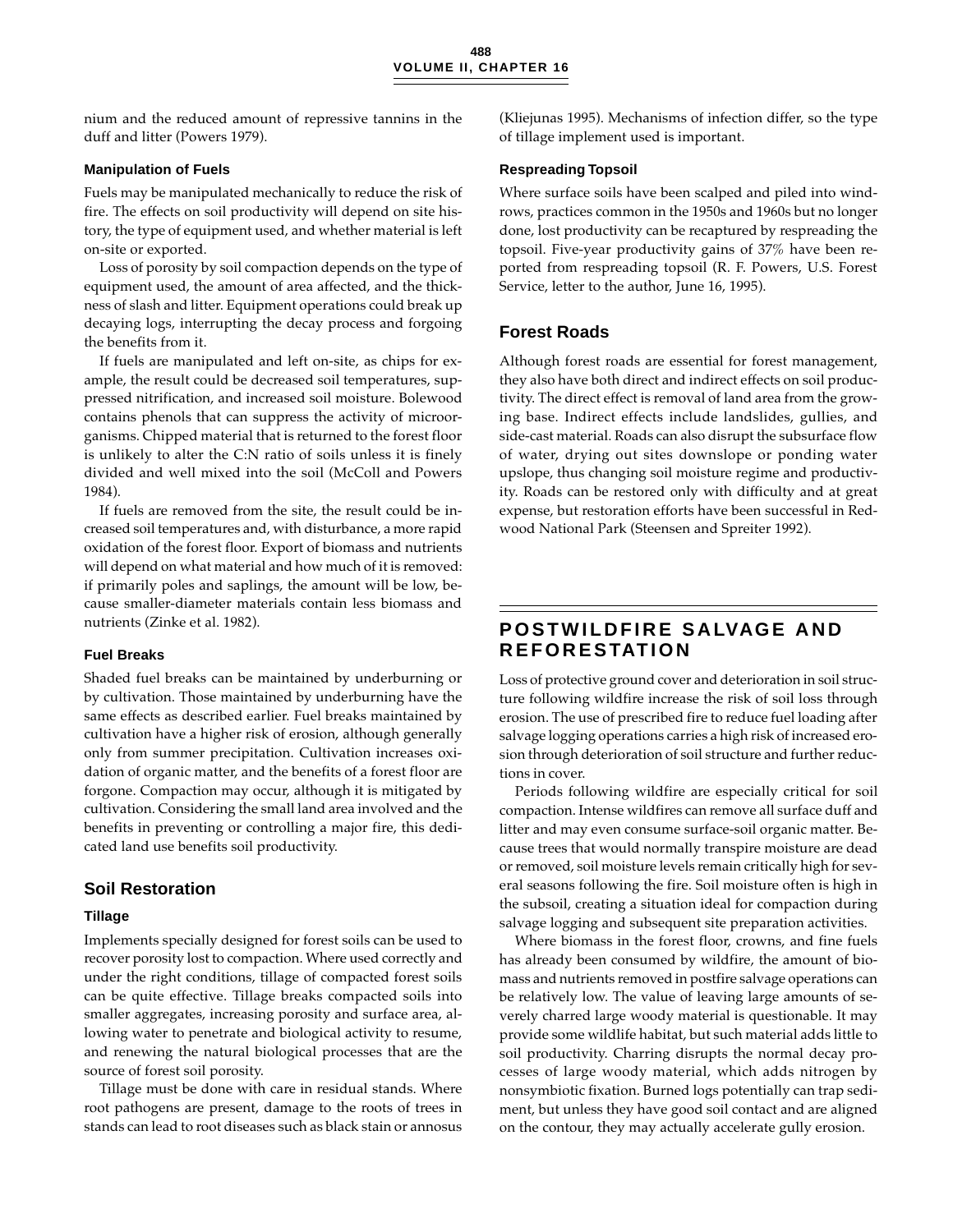nium and the reduced amount of repressive tannins in the duff and litter (Powers 1979).

### Manipulation of Fuels

Fuels may be manipulated mechanically to reduce the risk of fire. The effects on soil productivity will depend on site history, the type of equipment used, and whether material is left on-site or exported.

Loss of porosity by soil compaction depends on the type of equipment used, the amount of area affected, and the thickness of slash and litter. Equipment operations could break up decaying logs, interrupting the decay process and forgoing the benefits from it.

If fuels are manipulated and left on-site, as chips for example, the result could be decreased soil temperatures, suppressed nitrification, and increased soil moisture. Bolewood contains phenols that can suppress the activity of microorganisms. Chipped material that is returned to the forest floor is unlikely to alter the C:N ratio of soils unless it is finely divided and well mixed into the soil (McColl and Powers 1984).

If fuels are removed from the site, the result could be increased soil temperatures and, with disturbance, a more rapid oxidation of the forest floor. Export of biomass and nutrients will depend on what material and how much of it is removed: if primarily poles and saplings, the amount will be low, because smaller-diameter materials contain less biomass and nutrients (Zinke et al. 1982).

### Fuel Breaks

Shaded fuel breaks can be maintained by underburning or by cultivation. Those maintained by underburning have the same effects as described earlier. Fuel breaks maintained by cultivation have a higher risk of erosion, although generally only from summer precipitation. Cultivation increases oxidation of organic matter, and the benefits of a forest floor are forgone. Compaction may occur, although it is mitigated by cultivation. Considering the small land area involved and the benefits in preventing or controlling a major fire, this dedicated land use benefits soil productivity.

## Soil Restoration

### Tillage

Implements specially designed for forest soils can be used to recover porosity lost to compaction. Where used correctly and under the right conditions, tillage of compacted forest soils can be quite effective. Tillage breaks compacted soils into smaller aggregates, increasing porosity and surface area, allowing water to penetrate and biological activity to resume, and renewing the natural biological processes that are the source of forest soil porosity.

Tillage must be done with care in residual stands. Where root pathogens are present, damage to the roots of trees in stands can lead to root diseases such as black stain or annosus (Kliejunas 1995). Mechanisms of infection differ, so the type of tillage implement used is important.

### Respreading Topsoil

Where surface soils have been scalped and piled into windrows, practices common in the 1950s and 1960s but no longer done, lost productivity can be recaptured by respreading the topsoil. Five-year productivity gains of 37% have been reported from respreading topsoil (R. F. Powers, U.S. Forest Service, letter to the author, June 16, 1995).

## Forest Roads

Although forest roads are essential for forest management, they also have both direct and indirect effects on soil productivity. The direct effect is removal of land area from the growing base. Indirect effects include landslides, gullies, and side-cast material. Roads can also disrupt the subsurface flow of water, drying out sites downslope or ponding water upslope, thus changing soil moisture regime and productivity. Roads can be restored only with difficulty and at great expense, but restoration efforts have been successful in Redwood National Park (Steensen and Spreiter 1992).

# POSTWILDFIRE SALVAGE AND REFORESTATION

Loss of protective ground cover and deterioration in soil structure following wildfire increase the risk of soil loss through erosion. The use of prescribed fire to reduce fuel loading after salvage logging operations carries a high risk of increased erosion through deterioration of soil structure and further reductions in cover.

Periods following wildfire are especially critical for soil compaction. Intense wildfires can remove all surface duff and litter and may even consume surface-soil organic matter. Because trees that would normally transpire moisture are dead or removed, soil moisture levels remain critically high for several seasons following the fire. Soil moisture often is high in the subsoil, creating a situation ideal for compaction during salvage logging and subsequent site preparation activities.

Where biomass in the forest floor, crowns, and fine fuels has already been consumed by wildfire, the amount of biomass and nutrients removed in postfire salvage operations can be relatively low. The value of leaving large amounts of severely charred large woody material is questionable. It may provide some wildlife habitat, but such material adds little to soil productivity. Charring disrupts the normal decay processes of large woody material, which adds nitrogen by nonsymbiotic fixation. Burned logs potentially can trap sediment, but unless they have good soil contact and are aligned on the contour, they may actually accelerate gully erosion.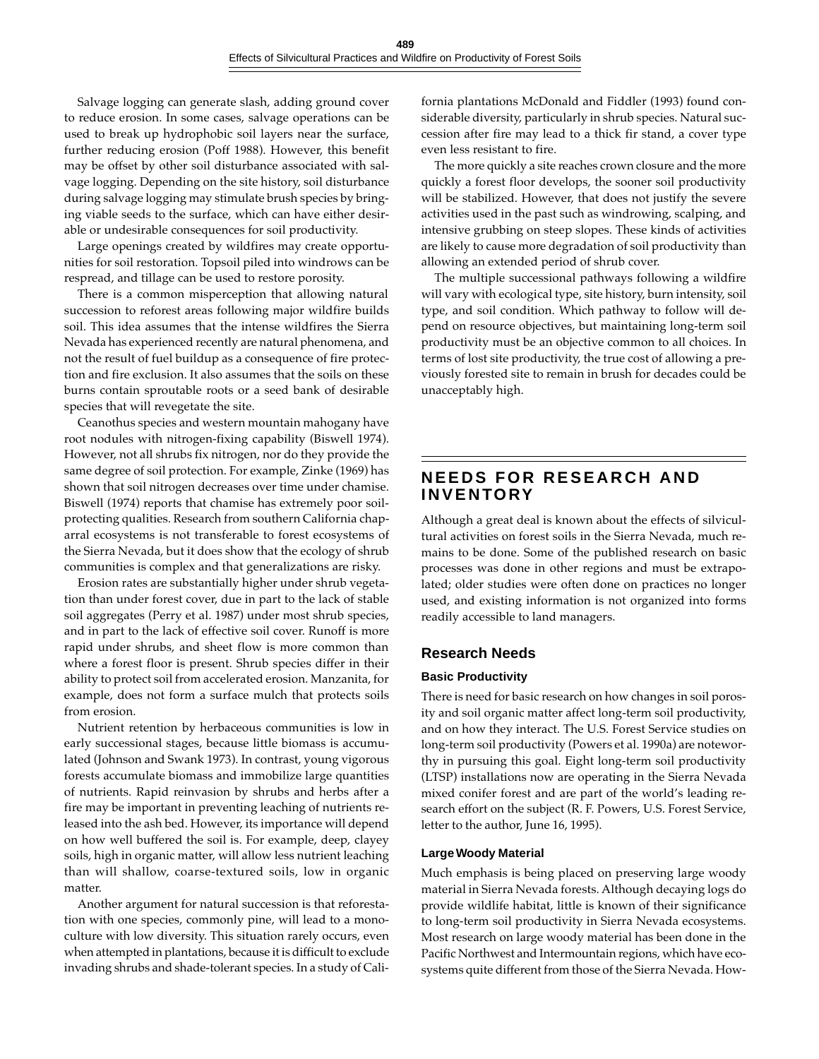Salvage logging can generate slash, adding ground cover to reduce erosion. In some cases, salvage operations can be used to break up hydrophobic soil layers near the surface, further reducing erosion (Poff 1988). However, this benefit may be offset by other soil disturbance associated with salvage logging. Depending on the site history, soil disturbance during salvage logging may stimulate brush species by bringing viable seeds to the surface, which can have either desirable or undesirable consequences for soil productivity.

Large openings created by wildfires may create opportunities for soil restoration. Topsoil piled into windrows can be respread, and tillage can be used to restore porosity.

There is a common misperception that allowing natural succession to reforest areas following major wildfire builds soil. This idea assumes that the intense wildfires the Sierra Nevada has experienced recently are natural phenomena, and not the result of fuel buildup as a consequence of fire protection and fire exclusion. It also assumes that the soils on these burns contain sproutable roots or a seed bank of desirable species that will revegetate the site.

Ceanothus species and western mountain mahogany have root nodules with nitrogen-fixing capability (Biswell 1974). However, not all shrubs fix nitrogen, nor do they provide the same degree of soil protection. For example, Zinke (1969) has shown that soil nitrogen decreases over time under chamise. Biswell (1974) reports that chamise has extremely poor soil-protecting qualities. Research from southern California chaparral ecosystems is not transferable to forest ecosystems of the Sierra Nevada, but it does show that the ecology of shrub communities is complex and that generalizations are risky.

Erosion rates are substantially higher under shrub vegetation than under forest cover, due in part to the lack of stable soil aggregates (Perry et al. 1987) under most shrub species, and in part to the lack of effective soil cover. Runoff is more rapid under shrubs, and sheet flow is more common than where a forest floor is present. Shrub species differ in their ability to protect soil from accelerated erosion. Manzanita, for example, does not form a surface mulch that protects soils from erosion.

Nutrient retention by herbaceous communities is low in early successional stages, because little biomass is accumulated (Johnson and Swank 1973). In contrast, young vigorous forests accumulate biomass and immobilize large quantities of nutrients. Rapid reinvasion by shrubs and herbs after a fire may be important in preventing leaching of nutrients released into the ash bed. However, its importance will depend on how well buffered the soil is. For example, deep, clayey soils, high in organic matter, will allow less nutrient leaching than will shallow, coarse-textured soils, low in organic matter.

Another argument for natural succession is that reforestation with one species, commonly pine, will lead to a monoculture with low diversity. This situation rarely occurs, even when attempted in plantations, because it is difficult to exclude invading shrubs and shade-tolerant species. In a study of California plantations McDonald and Fiddler (1993) found considerable diversity, particularly in shrub species. Natural succession after fire may lead to a thick fir stand, a cover type even less resistant to fire.

The more quickly a site reaches crown closure and the more quickly a forest floor develops, the sooner soil productivity will be stabilized. However, that does not justify the severe activities used in the past such as windrowing, scalping, and intensive grubbing on steep slopes. These kinds of activities are likely to cause more degradation of soil productivity than allowing an extended period of shrub cover.

The multiple successional pathways following a wildfire will vary with ecological type, site history, burn intensity, soil type, and soil condition. Which pathway to follow will depend on resource objectives, but maintaining long-term soil productivity must be an objective common to all choices. In terms of lost site productivity, the true cost of allowing a previously forested site to remain in brush for decades could be unacceptably high.

## NEEDS FOR RESEARCH AND INVENTORY

Although a great deal is known about the effects of silvicultural activities on forest soils in the Sierra Nevada, much remains to be done. Some of the published research on basic processes was done in other regions and must be extrapolated; older studies were often done on practices no longer used, and existing information is not organized into forms readily accessible to land managers.

### Research Needs

#### Basic Productivity

There is need for basic research on how changes in soil porosity and soil organic matter affect long-term soil productivity, and on how they interact. The U.S. Forest Service studies on long-term soil productivity (Powers et al. 1990a) are noteworthy in pursuing this goal. Eight long-term soil productivity (LTSP) installations now are operating in the Sierra Nevada mixed conifer forest and are part of the world's leading research effort on the subject (R. F. Powers, U.S. Forest Service, letter to the author, June 16, 1995).

#### Large Woody Material

Much emphasis is being placed on preserving large woody material in Sierra Nevada forests. Although decaying logs do provide wildlife habitat, little is known of their significance to long-term soil productivity in Sierra Nevada ecosystems. Most research on large woody material has been done in the Pacific Northwest and Intermountain regions, which have ecosystems quite different from those of the Sierra Nevada. How-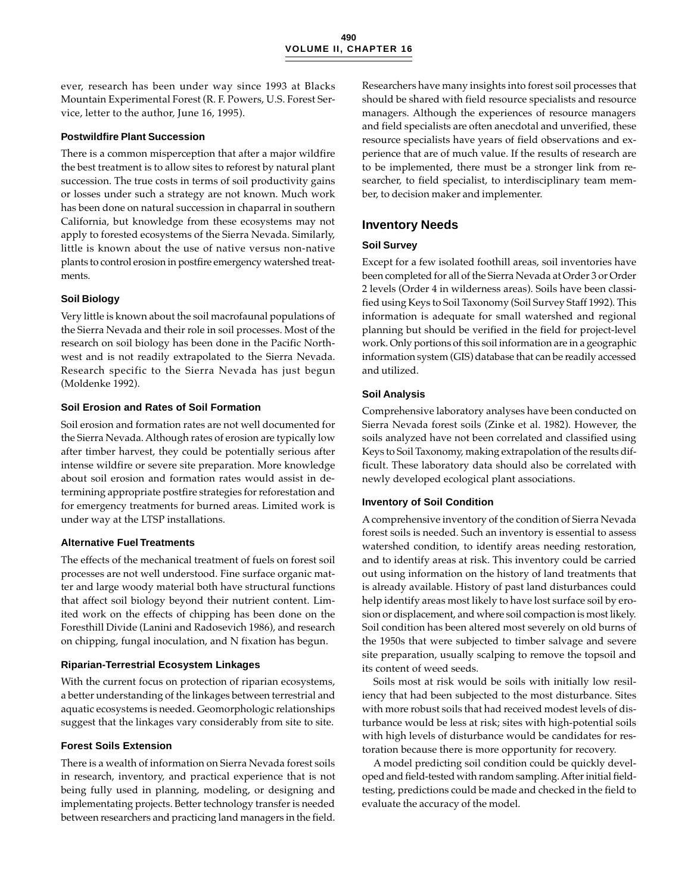ever, research has been under way since 1993 at Blacks Mountain Experimental Forest (R. F. Powers, U.S. Forest Service, letter to the author, June 16, 1995).

### Postwildfire Plant Succession

There is a common misperception that after a major wildfire the best treatment is to allow sites to reforest by natural plant succession. The true costs in terms of soil productivity gains or losses under such a strategy are not known. Much work has been done on natural succession in chaparral in southern California, but knowledge from these ecosystems may not apply to forested ecosystems of the Sierra Nevada. Similarly, little is known about the use of native versus non-native plants to control erosion in postfire emergency watershed treatments.

### Soil Biology

Very little is known about the soil macrofaunal populations of the Sierra Nevada and their role in soil processes. Most of the research on soil biology has been done in the Pacific Northwest and is not readily extrapolated to the Sierra Nevada. Research specific to the Sierra Nevada has just begun (Moldenke 1992).

### Soil Erosion and Rates of Soil Formation

Soil erosion and formation rates are not well documented for the Sierra Nevada. Although rates of erosion are typically low after timber harvest, they could be potentially serious after intense wildfire or severe site preparation. More knowledge about soil erosion and formation rates would assist in determining appropriate postfire strategies for reforestation and for emergency treatments for burned areas. Limited work is under way at the LTSP installations.

### Alternative Fuel Treatments

The effects of the mechanical treatment of fuels on forest soil processes are not well understood. Fine surface organic matter and large woody material both have structural functions that affect soil biology beyond their nutrient content. Limited work on the effects of chipping has been done on the Foresthill Divide (Lanini and Radosevich 1986), and research on chipping, fungal inoculation, and N fixation has begun.

### Riparian-Terrestrial Ecosystem Linkages

With the current focus on protection of riparian ecosystems, a better understanding of the linkages between terrestrial and aquatic ecosystems is needed. Geomorphologic relationships suggest that the linkages vary considerably from site to site.

### Forest Soils Extension

There is a wealth of information on Sierra Nevada forest soils in research, inventory, and practical experience that is not being fully used in planning, modeling, or designing and implementating projects. Better technology transfer is needed between researchers and practicing land managers in the field. Researchers have many insights into forest soil processes that should be shared with field resource specialists and resource managers. Although the experiences of resource managers and field specialists are often anecdotal and unverified, these resource specialists have years of field observations and experience that are of much value. If the results of research are to be implemented, there must be a stronger link from researcher, to field specialist, to interdisciplinary team member, to decision maker and implementer.

## Inventory Needs

### Soil Survey

Except for a few isolated foothill areas, soil inventories have been completed for all of the Sierra Nevada at Order 3 or Order 2 levels (Order 4 in wilderness areas). Soils have been classified using Keys to Soil Taxonomy (Soil Survey Staff 1992). This information is adequate for small watershed and regional planning but should be verified in the field for project-level work. Only portions of this soil information are in a geographic information system (GIS) database that can be readily accessed and utilized.

### Soil Analysis

Comprehensive laboratory analyses have been conducted on Sierra Nevada forest soils (Zinke et al. 1982). However, the soils analyzed have not been correlated and classified using Keys to Soil Taxonomy, making extrapolation of the results difficult. These laboratory data should also be correlated with newly developed ecological plant associations.

### Inventory of Soil Condition

A comprehensive inventory of the condition of Sierra Nevada forest soils is needed. Such an inventory is essential to assess watershed condition, to identify areas needing restoration, and to identify areas at risk. This inventory could be carried out using information on the history of land treatments that is already available. History of past land disturbances could help identify areas most likely to have lost surface soil by erosion or displacement, and where soil compaction is most likely. Soil condition has been altered most severely on old burns of the 1950s that were subjected to timber salvage and severe site preparation, usually scalping to remove the topsoil and its content of weed seeds.

Soils most at risk would be soils with initially low resiliency that had been subjected to the most disturbance. Sites with more robust soils that had received modest levels of disturbance would be less at risk; sites with high-potential soils with high levels of disturbance would be candidates for restoration because there is more opportunity for recovery.

A model predicting soil condition could be quickly developed and field-tested with random sampling. After initial field-testing, predictions could be made and checked in the field to evaluate the accuracy of the model.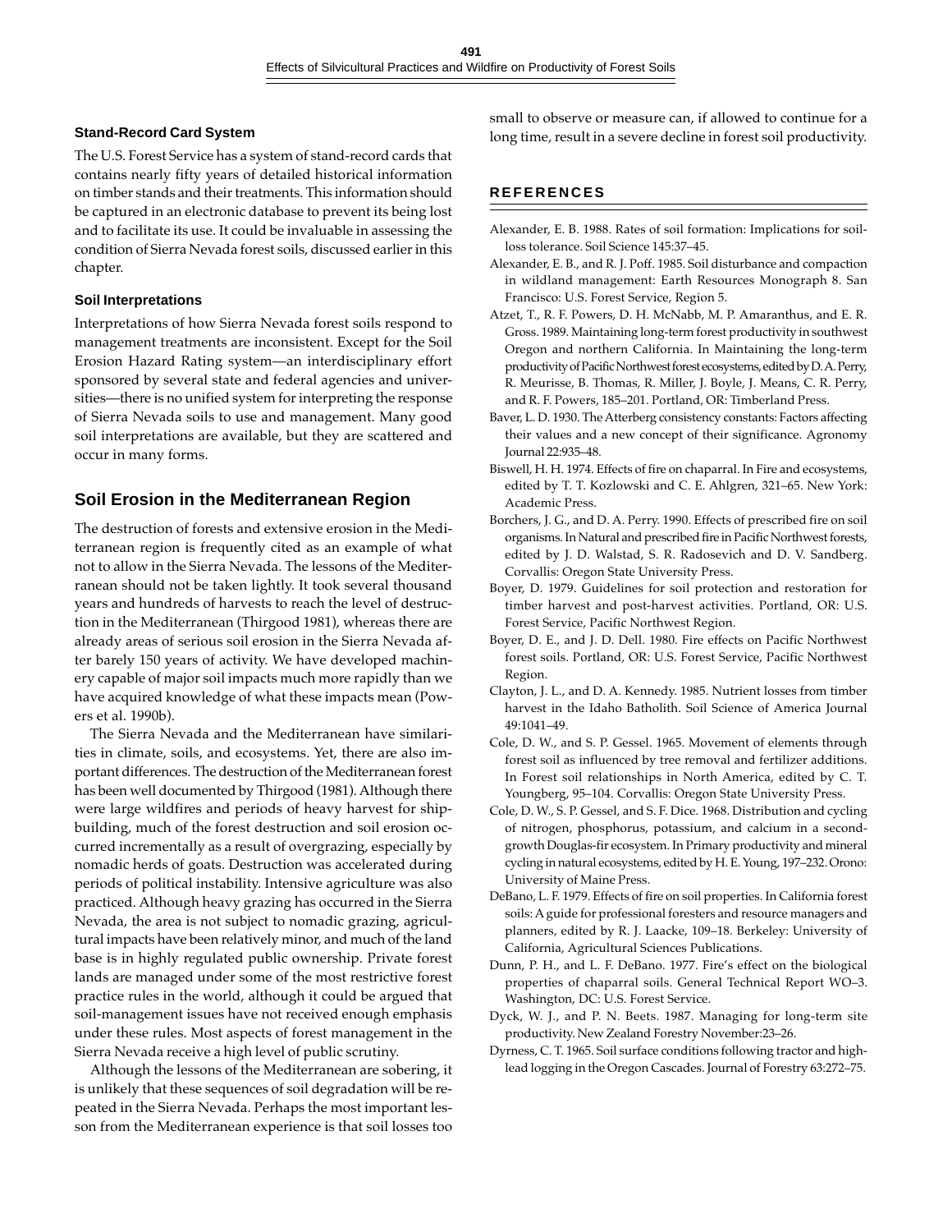### Stand-Record Card System

The U.S. Forest Service has a system of stand-record cards that contains nearly fifty years of detailed historical information on timber stands and their treatments. This information should be captured in an electronic database to prevent its being lost and to facilitate its use. It could be invaluable in assessing the condition of Sierra Nevada forest soils, discussed earlier in this chapter.

### Soil Interpretations

Interpretations of how Sierra Nevada forest soils respond to management treatments are inconsistent. Except for the Soil Erosion Hazard Rating system—an interdisciplinary effort sponsored by several state and federal agencies and universities—there is no unified system for interpreting the response of Sierra Nevada soils to use and management. Many good soil interpretations are available, but they are scattered and occur in many forms.

## Soil Erosion in the Mediterranean Region

The destruction of forests and extensive erosion in the Mediterranean region is frequently cited as an example of what not to allow in the Sierra Nevada. The lessons of the Mediterranean should not be taken lightly. It took several thousand years and hundreds of harvests to reach the level of destruction in the Mediterranean (Thirgood 1981), whereas there are already areas of serious soil erosion in the Sierra Nevada after barely 150 years of activity. We have developed machinery capable of major soil impacts much more rapidly than we have acquired knowledge of what these impacts mean (Powers et al. 1990b).

The Sierra Nevada and the Mediterranean have similarities in climate, soils, and ecosystems. Yet, there are also important differences. The destruction of the Mediterranean forest has been well documented by Thirgood (1981). Although there were large wildfires and periods of heavy harvest for shipbuilding, much of the forest destruction and soil erosion occurred incrementally as a result of overgrazing, especially by nomadic herds of goats. Destruction was accelerated during periods of political instability. Intensive agriculture was also practiced. Although heavy grazing has occurred in the Sierra Nevada, the area is not subject to nomadic grazing, agricultural impacts have been relatively minor, and much of the land base is in highly regulated public ownership. Private forest lands are managed under some of the most restrictive forest practice rules in the world, although it could be argued that soil-management issues have not received enough emphasis under these rules. Most aspects of forest management in the Sierra Nevada receive a high level of public scrutiny.

Although the lessons of the Mediterranean are sobering, it is unlikely that these sequences of soil degradation will be repeated in the Sierra Nevada. Perhaps the most important lesson from the Mediterranean experience is that soil losses too small to observe or measure can, if allowed to continue for a long time, result in a severe decline in forest soil productivity.

## REFERENCES

Alexander, E. B. 1988. Rates of soil formation: Implications for soil-loss tolerance. Soil Science 145:37–45.

Alexander, E. B., and R. J. Poff. 1985. Soil disturbance and compaction in wildland management: Earth Resources Monograph 8. San Francisco: U.S. Forest Service, Region 5.

Atzet, T., R. F. Powers, D. H. McNabb, M. P. Amaranthus, and E. R. Gross. 1989. Maintaining long-term forest productivity in southwest Oregon and northern California. In Maintaining the long-term productivity of Pacific Northwest forest ecosystems, edited by D. A. Perry, R. Meurisse, B. Thomas, R. Miller, J. Boyle, J. Means, C. R. Perry, and R. F. Powers, 185–201. Portland, OR: Timberland Press.

Baver, L. D. 1930. The Atterberg consistency constants: Factors affecting their values and a new concept of their significance. Agronomy Journal 22:935–48.

Biswell, H. H. 1974. Effects of fire on chaparral. In Fire and ecosystems, edited by T. T. Kozlowski and C. E. Ahlgren, 321–65. New York: Academic Press.

Borchers, J. G., and D. A. Perry. 1990. Effects of prescribed fire on soil organisms. In Natural and prescribed fire in Pacific Northwest forests, edited by J. D. Walstad, S. R. Radosevich and D. V. Sandberg. Corvallis: Oregon State University Press.

Boyer, D. 1979. Guidelines for soil protection and restoration for timber harvest and post-harvest activities. Portland, OR: U.S. Forest Service, Pacific Northwest Region.

Boyer, D. E., and J. D. Dell. 1980. Fire effects on Pacific Northwest forest soils. Portland, OR: U.S. Forest Service, Pacific Northwest Region.

Clayton, J. L., and D. A. Kennedy. 1985. Nutrient losses from timber harvest in the Idaho Batholith. Soil Science of America Journal 49:1041–49.

Cole, D. W., and S. P. Gessel. 1965. Movement of elements through forest soil as influenced by tree removal and fertilizer additions. In Forest soil relationships in North America, edited by C. T. Youngberg, 95–104. Corvallis: Oregon State University Press.

Cole, D. W., S. P. Gessel, and S. F. Dice. 1968. Distribution and cycling of nitrogen, phosphorus, potassium, and calcium in a second-growth Douglas-fir ecosystem. In Primary productivity and mineral cycling in natural ecosystems, edited by H. E. Young, 197–232. Orono: University of Maine Press.

DeBano, L. F. 1979. Effects of fire on soil properties. In California forest soils: A guide for professional foresters and resource managers and planners, edited by R. J. Laacke, 109–18. Berkeley: University of California, Agricultural Sciences Publications.

Dunn, P. H., and L. F. DeBano. 1977. Fire's effect on the biological properties of chaparral soils. General Technical Report WO–3. Washington, DC: U.S. Forest Service.

Dyck, W. J., and P. N. Beets. 1987. Managing for long-term site productivity. New Zealand Forestry November:23–26.

Dyrness, C. T. 1965. Soil surface conditions following tractor and high-lead logging in the Oregon Cascades. Journal of Forestry 63:272–75.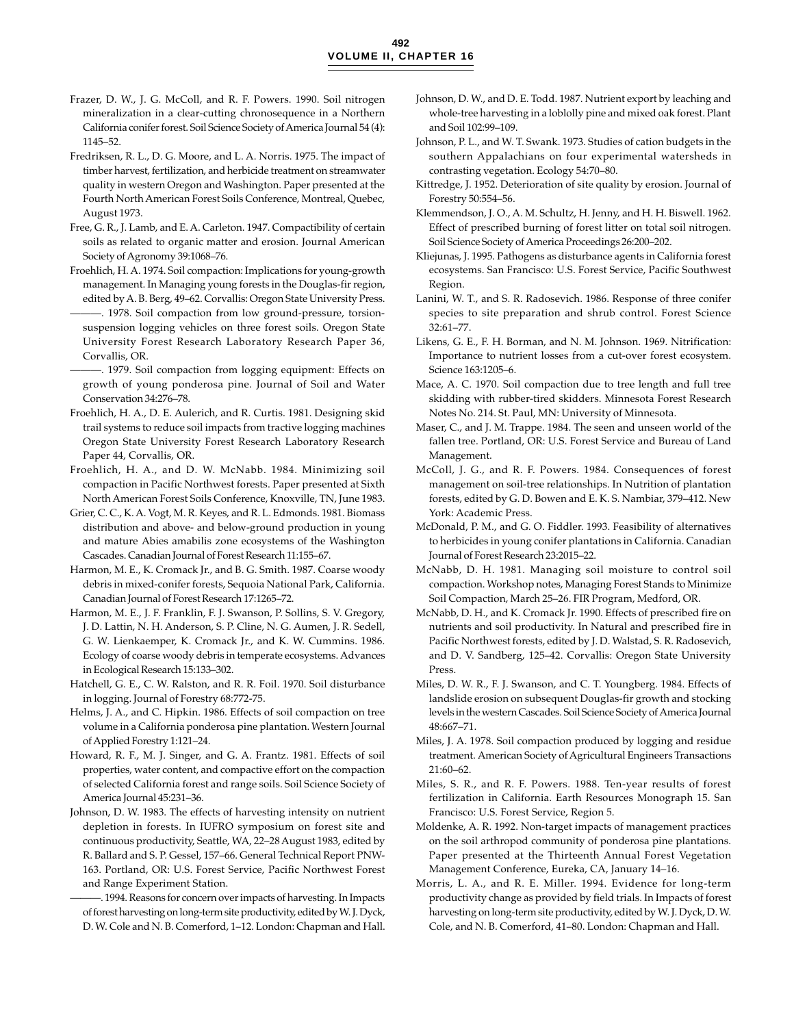Frazer, D. W., J. G. McColl, and R. F. Powers. 1990. Soil nitrogen mineralization in a clear-cutting chronosequence in a Northern California conifer forest. Soil Science Society of America Journal 54 (4): 1145–52.

Fredriksen, R. L., D. G. Moore, and L. A. Norris. 1975. The impact of timber harvest, fertilization, and herbicide treatment on streamwater quality in western Oregon and Washington. Paper presented at the Fourth North American Forest Soils Conference, Montreal, Quebec, August 1973.

Free, G. R., J. Lamb, and E. A. Carleton. 1947. Compactibility of certain soils as related to organic matter and erosion. Journal American Society of Agronomy 39:1068–76.

Froehlich, H. A. 1974. Soil compaction: Implications for young-growth management. In Managing young forests in the Douglas-fir region, edited by A. B. Berg, 49–62. Corvallis: Oregon State University Press.

———. 1978. Soil compaction from low ground-pressure, torsion-suspension logging vehicles on three forest soils. Oregon State University Forest Research Laboratory Research Paper 36, Corvallis, OR.

———. 1979. Soil compaction from logging equipment: Effects on growth of young ponderosa pine. Journal of Soil and Water Conservation 34:276–78.

Froehlich, H. A., D. E. Aulerich, and R. Curtis. 1981. Designing skid trail systems to reduce soil impacts from tractive logging machines Oregon State University Forest Research Laboratory Research Paper 44, Corvallis, OR.

Froehlich, H. A., and D. W. McNabb. 1984. Minimizing soil compaction in Pacific Northwest forests. Paper presented at Sixth North American Forest Soils Conference, Knoxville, TN, June 1983.

Grier, C. C., K. A. Vogt, M. R. Keyes, and R. L. Edmonds. 1981. Biomass distribution and above- and below-ground production in young and mature Abies amabilis zone ecosystems of the Washington Cascades. Canadian Journal of Forest Research 11:155–67.

Harmon, M. E., K. Cromack Jr., and B. G. Smith. 1987. Coarse woody debris in mixed-conifer forests, Sequoia National Park, California. Canadian Journal of Forest Research 17:1265–72.

Harmon, M. E., J. F. Franklin, F. J. Swanson, P. Sollins, S. V. Gregory, J. D. Lattin, N. H. Anderson, S. P. Cline, N. G. Aumen, J. R. Sedell, G. W. Lienkaemper, K. Cromack Jr., and K. W. Cummins. 1986. Ecology of coarse woody debris in temperate ecosystems. Advances in Ecological Research 15:133–302.

Hatchell, G. E., C. W. Ralston, and R. R. Foil. 1970. Soil disturbance in logging. Journal of Forestry 68:772-75.

Helms, J. A., and C. Hipkin. 1986. Effects of soil compaction on tree volume in a California ponderosa pine plantation. Western Journal of Applied Forestry 1:121–24.

Howard, R. F., M. J. Singer, and G. A. Frantz. 1981. Effects of soil properties, water content, and compactive effort on the compaction of selected California forest and range soils. Soil Science Society of America Journal 45:231–36.

Johnson, D. W. 1983. The effects of harvesting intensity on nutrient depletion in forests. In IUFRO symposium on forest site and continuous productivity, Seattle, WA, 22–28 August 1983, edited by R. Ballard and S. P. Gessel, 157–66. General Technical Report PNW-163. Portland, OR: U.S. Forest Service, Pacific Northwest Forest and Range Experiment Station.

———. 1994. Reasons for concern over impacts of harvesting. In Impacts of forest harvesting on long-term site productivity, edited by W. J. Dyck, D. W. Cole and N. B. Comerford, 1–12. London: Chapman and Hall.

Johnson, D. W., and D. E. Todd. 1987. Nutrient export by leaching and whole-tree harvesting in a loblolly pine and mixed oak forest. Plant and Soil 102:99–109.

Johnson, P. L., and W. T. Swank. 1973. Studies of cation budgets in the southern Appalachians on four experimental watersheds in contrasting vegetation. Ecology 54:70–80.

Kittredge, J. 1952. Deterioration of site quality by erosion. Journal of Forestry 50:554–56.

Klemmendson, J. O., A. M. Schultz, H. Jenny, and H. H. Biswell. 1962. Effect of prescribed burning of forest litter on total soil nitrogen. Soil Science Society of America Proceedings 26:200–202.

Kliejunas, J. 1995. Pathogens as disturbance agents in California forest ecosystems. San Francisco: U.S. Forest Service, Pacific Southwest Region.

Lanini, W. T., and S. R. Radosevich. 1986. Response of three conifer species to site preparation and shrub control. Forest Science 32:61–77.

Likens, G. E., F. H. Borman, and N. M. Johnson. 1969. Nitrification: Importance to nutrient losses from a cut-over forest ecosystem. Science 163:1205–6.

Mace, A. C. 1970. Soil compaction due to tree length and full tree skidding with rubber-tired skidders. Minnesota Forest Research Notes No. 214. St. Paul, MN: University of Minnesota.

Maser, C., and J. M. Trappe. 1984. The seen and unseen world of the fallen tree. Portland, OR: U.S. Forest Service and Bureau of Land Management.

McColl, J. G., and R. F. Powers. 1984. Consequences of forest management on soil-tree relationships. In Nutrition of plantation forests, edited by G. D. Bowen and E. K. S. Nambiar, 379–412. New York: Academic Press.

McDonald, P. M., and G. O. Fiddler. 1993. Feasibility of alternatives to herbicides in young conifer plantations in California. Canadian Journal of Forest Research 23:2015–22.

McNabb, D. H. 1981. Managing soil moisture to control soil compaction. Workshop notes, Managing Forest Stands to Minimize Soil Compaction, March 25–26. FIR Program, Medford, OR.

McNabb, D. H., and K. Cromack Jr. 1990. Effects of prescribed fire on nutrients and soil productivity. In Natural and prescribed fire in Pacific Northwest forests, edited by J. D. Walstad, S. R. Radosevich, and D. V. Sandberg, 125–42. Corvallis: Oregon State University Press.

Miles, D. W. R., F. J. Swanson, and C. T. Youngberg. 1984. Effects of landslide erosion on subsequent Douglas-fir growth and stocking levels in the western Cascades. Soil Science Society of America Journal 48:667–71.

Miles, J. A. 1978. Soil compaction produced by logging and residue treatment. American Society of Agricultural Engineers Transactions 21:60–62.

Miles, S. R., and R. F. Powers. 1988. Ten-year results of forest fertilization in California. Earth Resources Monograph 15. San Francisco: U.S. Forest Service, Region 5.

Moldenke, A. R. 1992. Non-target impacts of management practices on the soil arthropod community of ponderosa pine plantations. Paper presented at the Thirteenth Annual Forest Vegetation Management Conference, Eureka, CA, January 14–16.

Morris, L. A., and R. E. Miller. 1994. Evidence for long-term productivity change as provided by field trials. In Impacts of forest harvesting on long-term site productivity, edited by W. J. Dyck, D. W. Cole, and N. B. Comerford, 41–80. London: Chapman and Hall.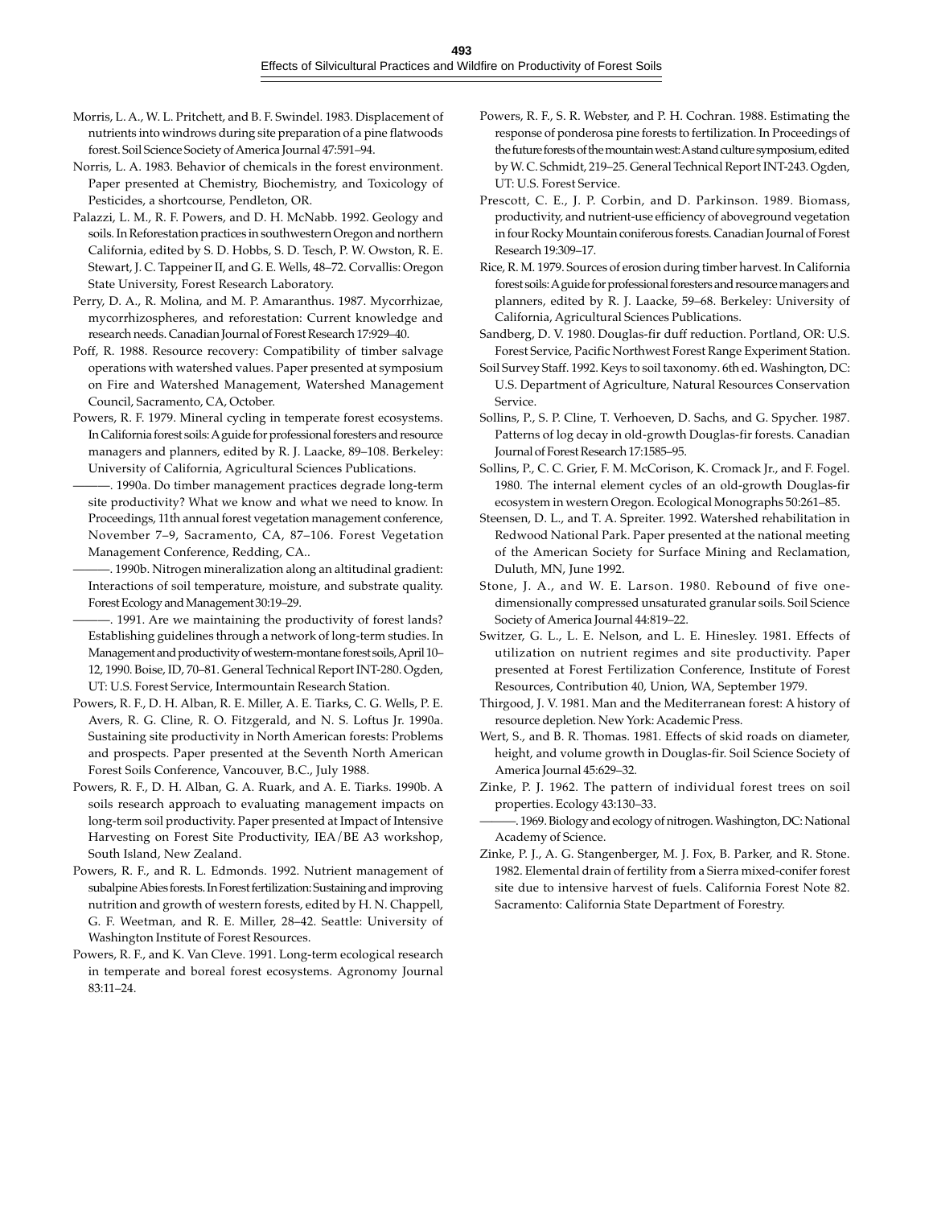Morris, L. A., W. L. Pritchett, and B. F. Swindel. 1983. Displacement of nutrients into windrows during site preparation of a pine flatwoods forest. Soil Science Society of America Journal 47:591–94.

Norris, L. A. 1983. Behavior of chemicals in the forest environment. Paper presented at Chemistry, Biochemistry, and Toxicology of Pesticides, a shortcourse, Pendleton, OR.

Palazzi, L. M., R. F. Powers, and D. H. McNabb. 1992. Geology and soils. In Reforestation practices in southwestern Oregon and northern California, edited by S. D. Hobbs, S. D. Tesch, P. W. Owston, R. E. Stewart, J. C. Tappeiner II, and G. E. Wells, 48–72. Corvallis: Oregon State University, Forest Research Laboratory.

Perry, D. A., R. Molina, and M. P. Amaranthus. 1987. Mycorrhizae, mycorrhizospheres, and reforestation: Current knowledge and research needs. Canadian Journal of Forest Research 17:929–40.

Poff, R. 1988. Resource recovery: Compatibility of timber salvage operations with watershed values. Paper presented at symposium on Fire and Watershed Management, Watershed Management Council, Sacramento, CA, October.

Powers, R. F. 1979. Mineral cycling in temperate forest ecosystems. In California forest soils: A guide for professional foresters and resource managers and planners, edited by R. J. Laacke, 89–108. Berkeley: University of California, Agricultural Sciences Publications.

———. 1990a. Do timber management practices degrade long-term site productivity? What we know and what we need to know. In Proceedings, 11th annual forest vegetation management conference, November 7–9, Sacramento, CA, 87–106. Forest Vegetation Management Conference, Redding, CA..

———. 1990b. Nitrogen mineralization along an altitudinal gradient: Interactions of soil temperature, moisture, and substrate quality. Forest Ecology and Management 30:19–29.

———. 1991. Are we maintaining the productivity of forest lands? Establishing guidelines through a network of long-term studies. In Management and productivity of western-montane forest soils, April 10–12, 1990. Boise, ID, 70–81. General Technical Report INT-280. Ogden, UT: U.S. Forest Service, Intermountain Research Station.

Powers, R. F., D. H. Alban, R. E. Miller, A. E. Tiarks, C. G. Wells, P. E. Avers, R. G. Cline, R. O. Fitzgerald, and N. S. Loftus Jr. 1990a. Sustaining site productivity in North American forests: Problems and prospects. Paper presented at the Seventh North American Forest Soils Conference, Vancouver, B.C., July 1988.

Powers, R. F., D. H. Alban, G. A. Ruark, and A. E. Tiarks. 1990b. A soils research approach to evaluating management impacts on long-term soil productivity. Paper presented at Impact of Intensive Harvesting on Forest Site Productivity, IEA/BE A3 workshop, South Island, New Zealand.

Powers, R. F., and R. L. Edmonds. 1992. Nutrient management of subalpine Abies forests. In Forest fertilization: Sustaining and improving nutrition and growth of western forests, edited by H. N. Chappell, G. F. Weetman, and R. E. Miller, 28–42. Seattle: University of Washington Institute of Forest Resources.

Powers, R. F., and K. Van Cleve. 1991. Long-term ecological research in temperate and boreal forest ecosystems. Agronomy Journal 83:11–24.

Powers, R. F., S. R. Webster, and P. H. Cochran. 1988. Estimating the response of ponderosa pine forests to fertilization. In Proceedings of the future forests of the mountain west: A stand culture symposium, edited by W. C. Schmidt, 219–25. General Technical Report INT-243. Ogden, UT: U.S. Forest Service.

Prescott, C. E., J. P. Corbin, and D. Parkinson. 1989. Biomass, productivity, and nutrient-use efficiency of aboveground vegetation in four Rocky Mountain coniferous forests. Canadian Journal of Forest Research 19:309–17.

Rice, R. M. 1979. Sources of erosion during timber harvest. In California forest soils: A guide for professional foresters and resource managers and planners, edited by R. J. Laacke, 59–68. Berkeley: University of California, Agricultural Sciences Publications.

Sandberg, D. V. 1980. Douglas-fir duff reduction. Portland, OR: U.S. Forest Service, Pacific Northwest Forest Range Experiment Station.

Soil Survey Staff. 1992. Keys to soil taxonomy. 6th ed. Washington, DC: U.S. Department of Agriculture, Natural Resources Conservation Service.

Sollins, P., S. P. Cline, T. Verhoeven, D. Sachs, and G. Spycher. 1987. Patterns of log decay in old-growth Douglas-fir forests. Canadian Journal of Forest Research 17:1585–95.

Sollins, P., C. C. Grier, F. M. McCorison, K. Cromack Jr., and F. Fogel. 1980. The internal element cycles of an old-growth Douglas-fir ecosystem in western Oregon. Ecological Monographs 50:261–85.

Steensen, D. L., and T. A. Spreiter. 1992. Watershed rehabilitation in Redwood National Park. Paper presented at the national meeting of the American Society for Surface Mining and Reclamation, Duluth, MN, June 1992.

Stone, J. A., and W. E. Larson. 1980. Rebound of five one-dimensionally compressed unsaturated granular soils. Soil Science Society of America Journal 44:819–22.

Switzer, G. L., L. E. Nelson, and L. E. Hinesley. 1981. Effects of utilization on nutrient regimes and site productivity. Paper presented at Forest Fertilization Conference, Institute of Forest Resources, Contribution 40, Union, WA, September 1979.

Thirgood, J. V. 1981. Man and the Mediterranean forest: A history of resource depletion. New York: Academic Press.

Wert, S., and B. R. Thomas. 1981. Effects of skid roads on diameter, height, and volume growth in Douglas-fir. Soil Science Society of America Journal 45:629–32.

Zinke, P. J. 1962. The pattern of individual forest trees on soil properties. Ecology 43:130–33.

———. 1969. Biology and ecology of nitrogen. Washington, DC: National Academy of Science.

Zinke, P. J., A. G. Stangenberger, M. J. Fox, B. Parker, and R. Stone. 1982. Elemental drain of fertility from a Sierra mixed-conifer forest site due to intensive harvest of fuels. California Forest Note 82. Sacramento: California State Department of Forestry.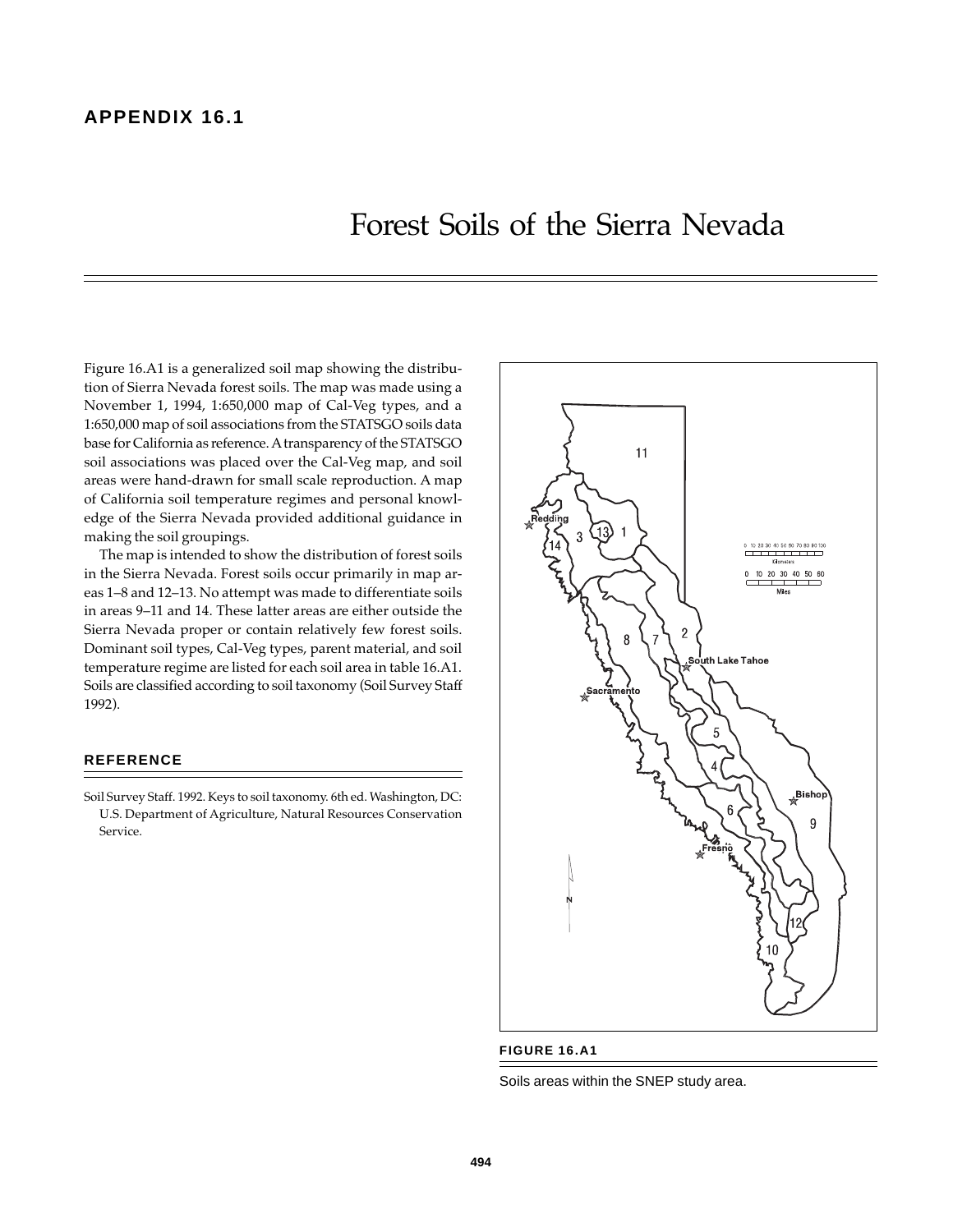# APPENDIX 16.1

# Forest Soils of the Sierra Nevada

Figure 16.A1 is a generalized soil map showing the distribution of Sierra Nevada forest soils. The map was made using a November 1, 1994, 1:650,000 map of Cal-Veg types, and a 1:650,000 map of soil associations from the STATSGO soils data base for California as reference. A transparency of the STATSGO soil associations was placed over the Cal-Veg map, and soil areas were hand-drawn for small scale reproduction. A map of California soil temperature regimes and personal knowledge of the Sierra Nevada provided additional guidance in making the soil groupings.

The map is intended to show the distribution of forest soils in the Sierra Nevada. Forest soils occur primarily in map areas 1–8 and 12–13. No attempt was made to differentiate soils in areas 9–11 and 14. These latter areas are either outside the Sierra Nevada proper or contain relatively few forest soils. Dominant soil types, Cal-Veg types, parent material, and soil temperature regime are listed for each soil area in table 16.A1. Soils are classified according to soil taxonomy (Soil Survey Staff 1992).

## REFERENCE

Soil Survey Staff. 1992. Keys to soil taxonomy. 6th ed. Washington, DC: U.S. Department of Agriculture, Natural Resources Conservation Service.

**FIGURE 16.A1**

Soils areas within the SNEP study area.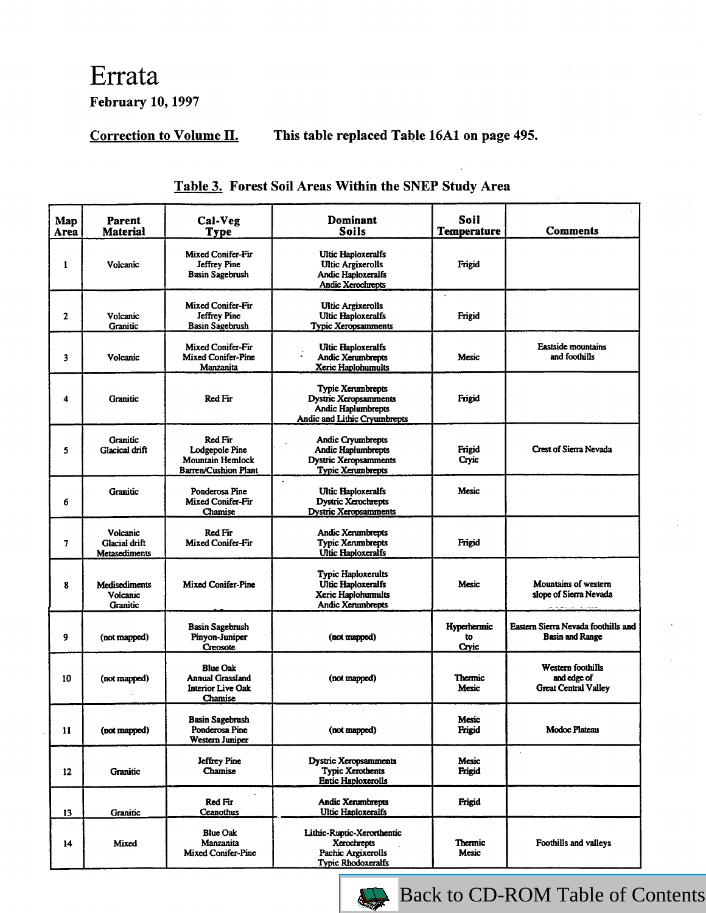# Errata

**February 10, 1997**

**Correction to Volume II.** **This table replaced Table 16A1 on page 495.**

**Table 3. Forest Soil Areas Within the SNEP Study Area**

| Map Area | Parent Material | Cal-Veg Type | Dominant Soils | Soil Temperature | Comments |
|---|---|---|---|---|---|
| 1 | Volcanic | Mixed Conifer-Fir<br>Jeffrey Pine<br>Basin Sagebrush | Ultic Haploxeralfs<br>Ultic Argixerolls<br>Andic Haploxeralfs<br>Andic Xerochrepts | Frigid | |
| 2 | Volcanic<br>Granitic | Mixed Conifer-Fir<br>Jeffrey Pine<br>Basin Sagebrush | Ultic Argixerolls<br>Ultic Haploxeralfs<br>Typic Xeropsamments | Frigid | |
| 3 | Volcanic | Mixed Conifer-Fir<br>Mixed Conifer-Pine<br>Manzanita | Ultic Haploxeralfs<br>Andic Xerumbrepts<br>Xeric Haplohumults | Mesic | Eastside mountains and foothills |
| 4 | Granitic | Red Fir | Typic Xerumbrepts<br>Dystric Xeropsamments<br>Andic Haplumbrepts<br>Andic and Lithic Cryumbrepts | Frigid | |
| 5 | Granitic<br>Glacical drift | Red Fir<br>Lodgepole Pine<br>Mountain Hemlock<br>Barren/Cushion Plant | Andic Cryumbrepts<br>Andic Haplumbrepts<br>Dystric Xeropsamments<br>Typic Xerumbrepts | Frigid<br>Cryic | Crest of Sierra Nevada |
| 6 | Granitic | Ponderosa Pine<br>Mixed Conifer-Fir<br>Chamise | Ultic Haploxeralfs<br>Dystric Xerochrepts<br>Dystric Xeropsamments | Mesic | |
| 7 | Volcanic<br>Glacial drift<br>Metasediments | Red Fir<br>Mixed Conifer-Fir | Andic Xerumbrepts<br>Typic Xerumbrepts<br>Ultic Haploxeralfs | Frigid | |
| 8 | Medisediments<br>Volcanic<br>Granitic | Mixed Conifer-Pine | Typic Haploxerults<br>Ultic Haploxeralfs<br>Xeric Haplohumults<br>Andic Xerumbrepts | Mesic | Mountains of western slope of Sierra Nevada |
| 9 | (not mapped) | Basin Sagebrush<br>Pinyon-Juniper<br>Creosote | (not mapped) | Hyperthermic<br>to<br>Cryic | Eastern Sierra Nevada foothills and Basin and Range |
| 10 | (not mapped) | Blue Oak<br>Annual Grassland<br>Interior Live Oak<br>Chamise | (not mapped) | Thermic<br>Mesic | Western foothills and edge of Great Central Valley |
| 11 | (not mapped) | Basin Sagebrush<br>Ponderosa Pine<br>Western Juniper | (not mapped) | Mesic<br>Frigid | Modoc Plateau |
| 12 | Granitic | Jeffrey Pine<br>Chamise | Dystric Xeropsamments<br>Typic Xerothents<br>Entic Haploxerolls | Mesic<br>Frigid | |
| 13 | Granitic | Red Fir<br>Ceanothus | Andic Xerumbrepts<br>Ultic Haploxeralfs | Frigid | |
| 14 | Mixed | Blue Oak<br>Manzanita<br>Mixed Conifer-Pine | Lithic-Ruptic-Xerorthentic Xerochrepts<br>Pachic Argixerolls<br>Typic Rhodoxeralfs | Thermic<br>Mesic | Foothills and valleys |

Back to CD-ROM Table of Contents